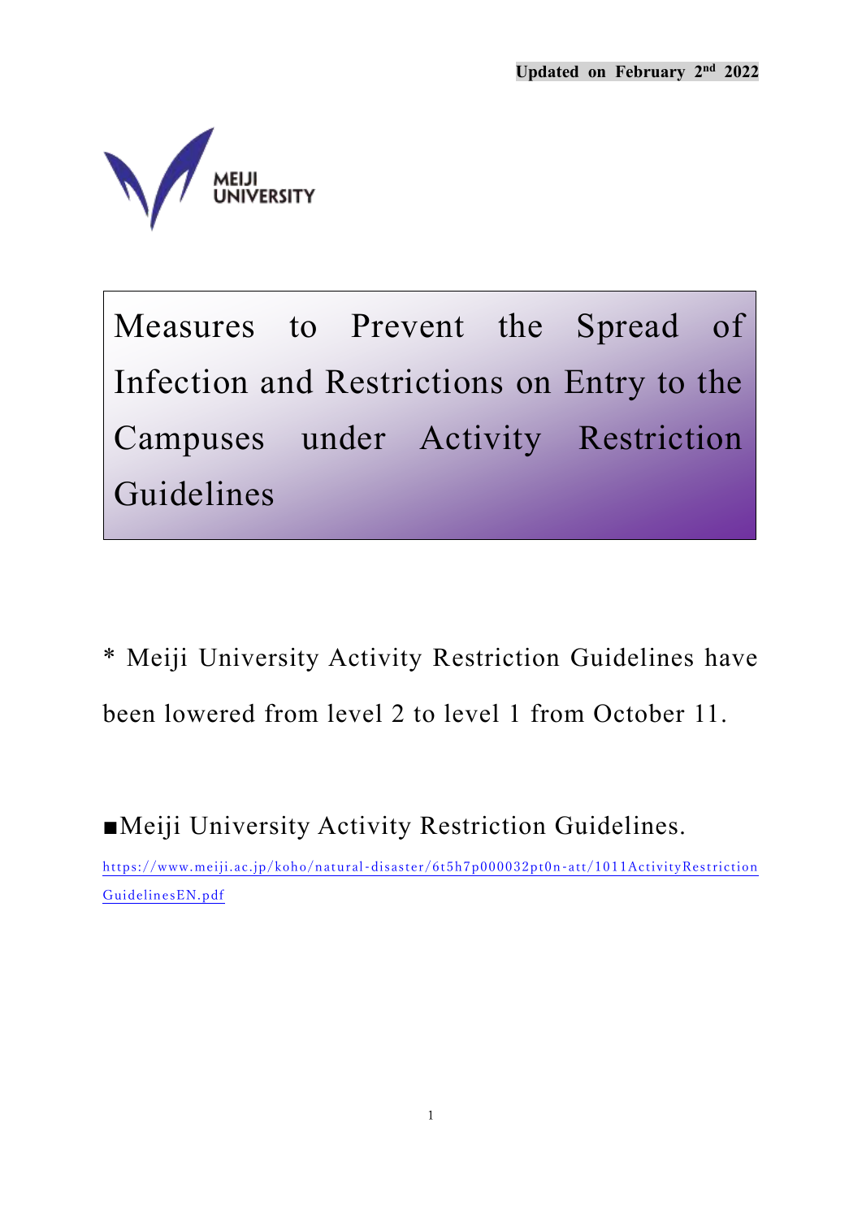Updated on February 2nd 2022

MEIJI UNIVERSITY

# Measures to Prevent the Spread of Infection and Restrictions on Entry to the Campuses under Activity Restriction Guidelines

* Meiji University Activity Restriction Guidelines have been lowered from level 2 to level 1 from October 11.

■Meiji University Activity Restriction Guidelines.

https://www.meiji.ac.jp/koho/natural-disaster/6t5h7p000032pt0n-att/1011ActivityRestrictionGuidelinesEN.pdf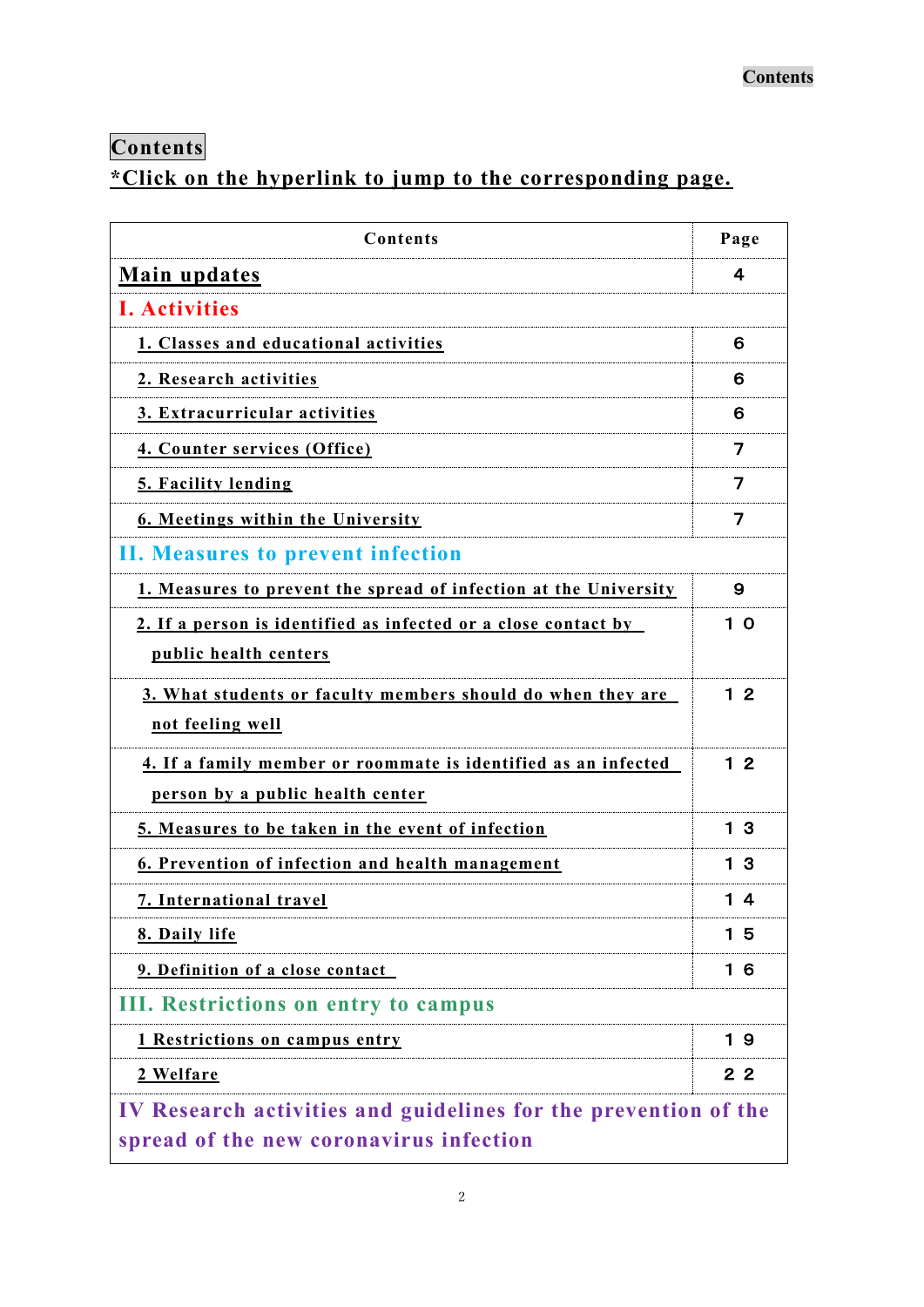# Contents

***Click on the hyperlink to jump to the corresponding page.**

| Contents | Page |
|---|---|
| **Main updates** | 4 |
| **I. Activities** | |
| 1. Classes and educational activities | 6 |
| 2. Research activities | 6 |
| 3. Extracurricular activities | 6 |
| 4. Counter services (Office) | 7 |
| 5. Facility lending | 7 |
| 6. Meetings within the University | 7 |
| **II. Measures to prevent infection** | |
| 1. Measures to prevent the spread of infection at the University | 9 |
| 2. If a person is identified as infected or a close contact by public health centers | 10 |
| 3. What students or faculty members should do when they are not feeling well | 12 |
| 4. If a family member or roommate is identified as an infected person by a public health center | 12 |
| 5. Measures to be taken in the event of infection | 13 |
| 6. Prevention of infection and health management | 13 |
| 7. International travel | 14 |
| 8. Daily life | 15 |
| 9. Definition of a close contact | 16 |
| **III. Restrictions on entry to campus** | |
| 1 Restrictions on campus entry | 19 |
| 2 Welfare | 22 |
| **IV Research activities and guidelines for the prevention of the spread of the new coronavirus infection** | |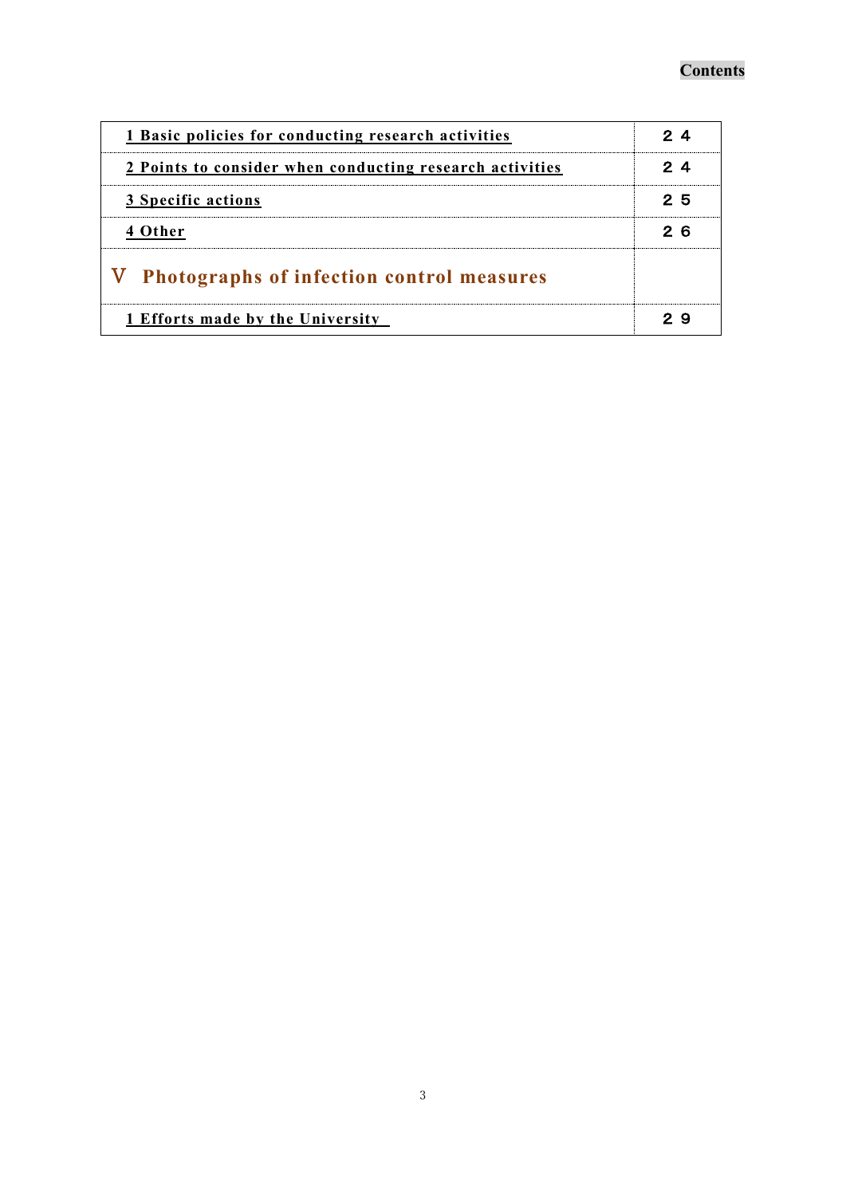**Contents**

| | |
|---|---|
| 1 Basic policies for conducting research activities | ２４ |
| 2 Points to consider when conducting research activities | ２４ |
| 3 Specific actions | ２５ |
| 4 Other | ２６ |
| **Ⅴ Photographs of infection control measures** | |
| 1 Efforts made by the University | ２９ |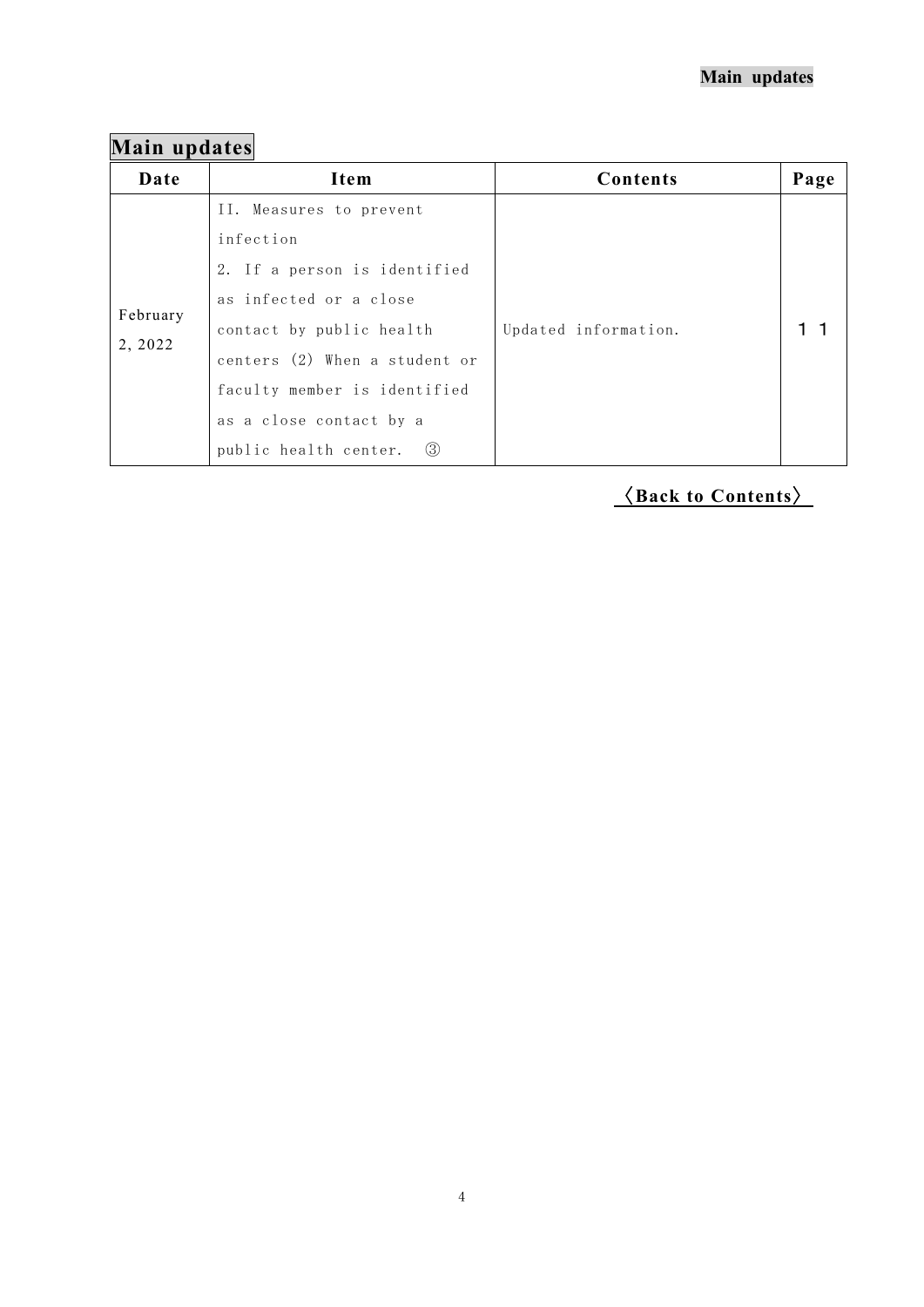## Main updates

| Date | Item | Contents | Page |
|---|---|---|---|
| February 2, 2022 | II. Measures to prevent infection 2. If a person is identified as infected or a close contact by public health centers (2) When a student or faculty member is identified as a close contact by a public health center. ③ | Updated information. | １１ |

〈Back to Contents〉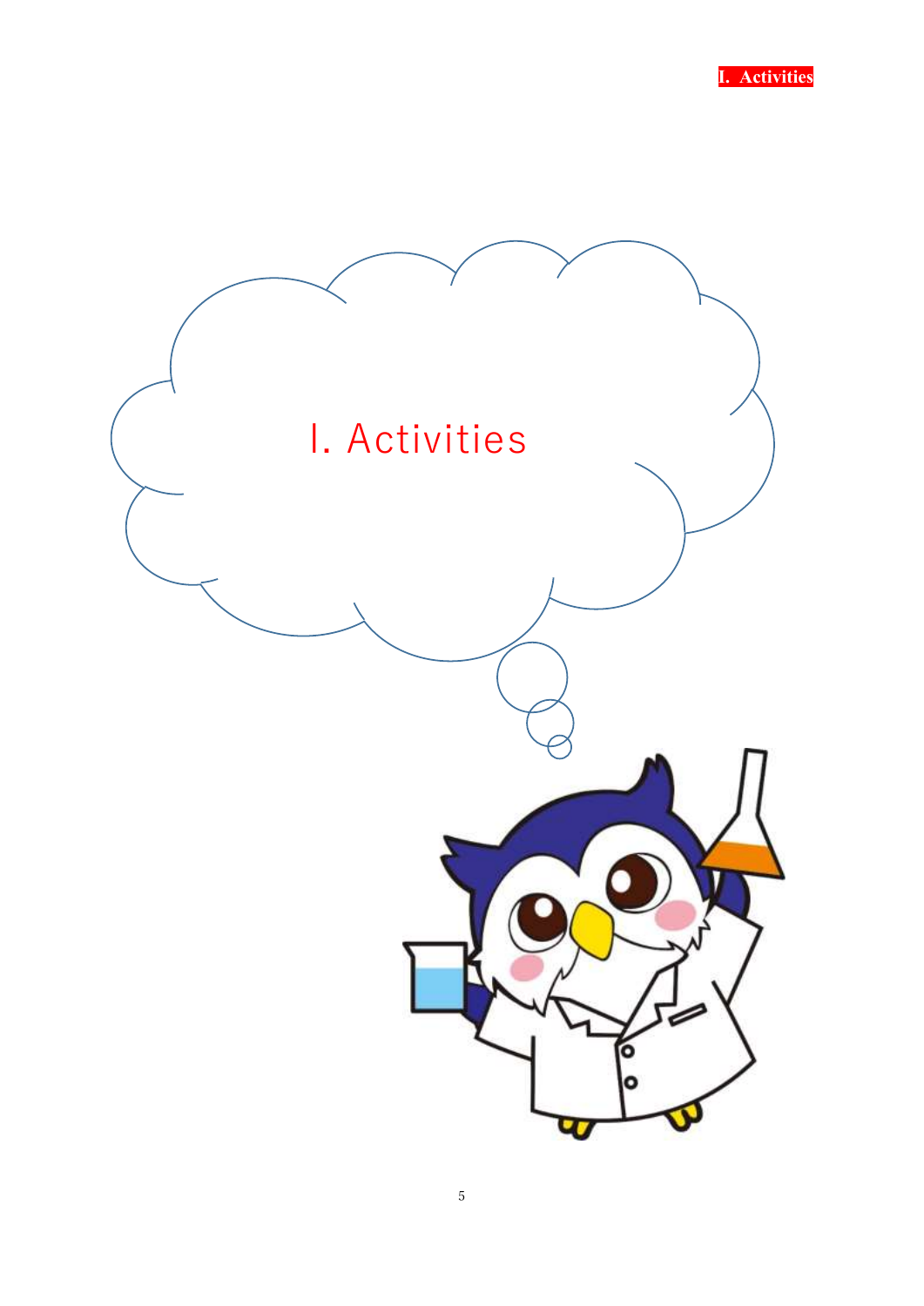# I. Activities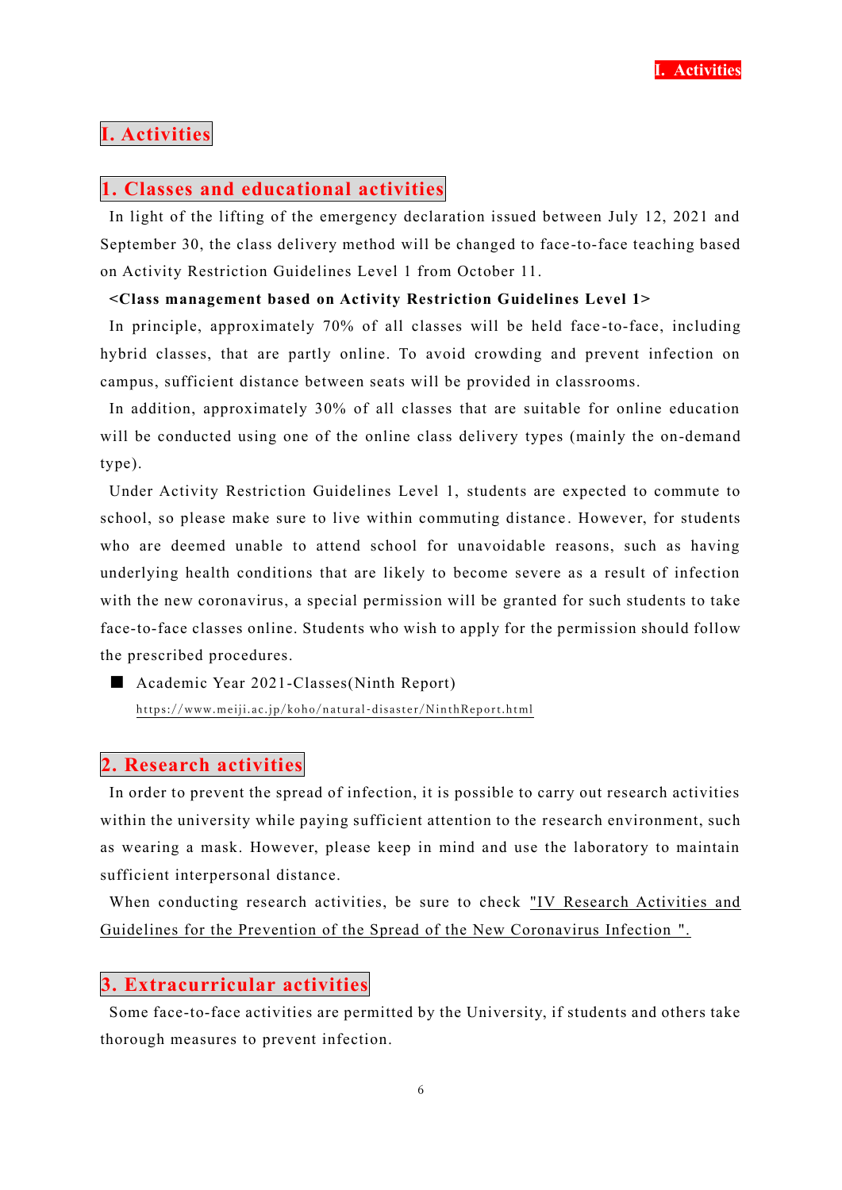# I. Activities

## 1. Classes and educational activities

In light of the lifting of the emergency declaration issued between July 12, 2021 and September 30, the class delivery method will be changed to face-to-face teaching based on Activity Restriction Guidelines Level 1 from October 11.

**<Class management based on Activity Restriction Guidelines Level 1>**

In principle, approximately 70% of all classes will be held face-to-face, including hybrid classes, that are partly online. To avoid crowding and prevent infection on campus, sufficient distance between seats will be provided in classrooms.

In addition, approximately 30% of all classes that are suitable for online education will be conducted using one of the online class delivery types (mainly the on-demand type).

Under Activity Restriction Guidelines Level 1, students are expected to commute to school, so please make sure to live within commuting distance. However, for students who are deemed unable to attend school for unavoidable reasons, such as having underlying health conditions that are likely to become severe as a result of infection with the new coronavirus, a special permission will be granted for such students to take face-to-face classes online. Students who wish to apply for the permission should follow the prescribed procedures.

- Academic Year 2021-Classes(Ninth Report)
  https://www.meiji.ac.jp/koho/natural-disaster/NinthReport.html

## 2. Research activities

In order to prevent the spread of infection, it is possible to carry out research activities within the university while paying sufficient attention to the research environment, such as wearing a mask. However, please keep in mind and use the laboratory to maintain sufficient interpersonal distance.

When conducting research activities, be sure to check "IV Research Activities and Guidelines for the Prevention of the Spread of the New Coronavirus Infection ".

## 3. Extracurricular activities

Some face-to-face activities are permitted by the University, if students and others take thorough measures to prevent infection.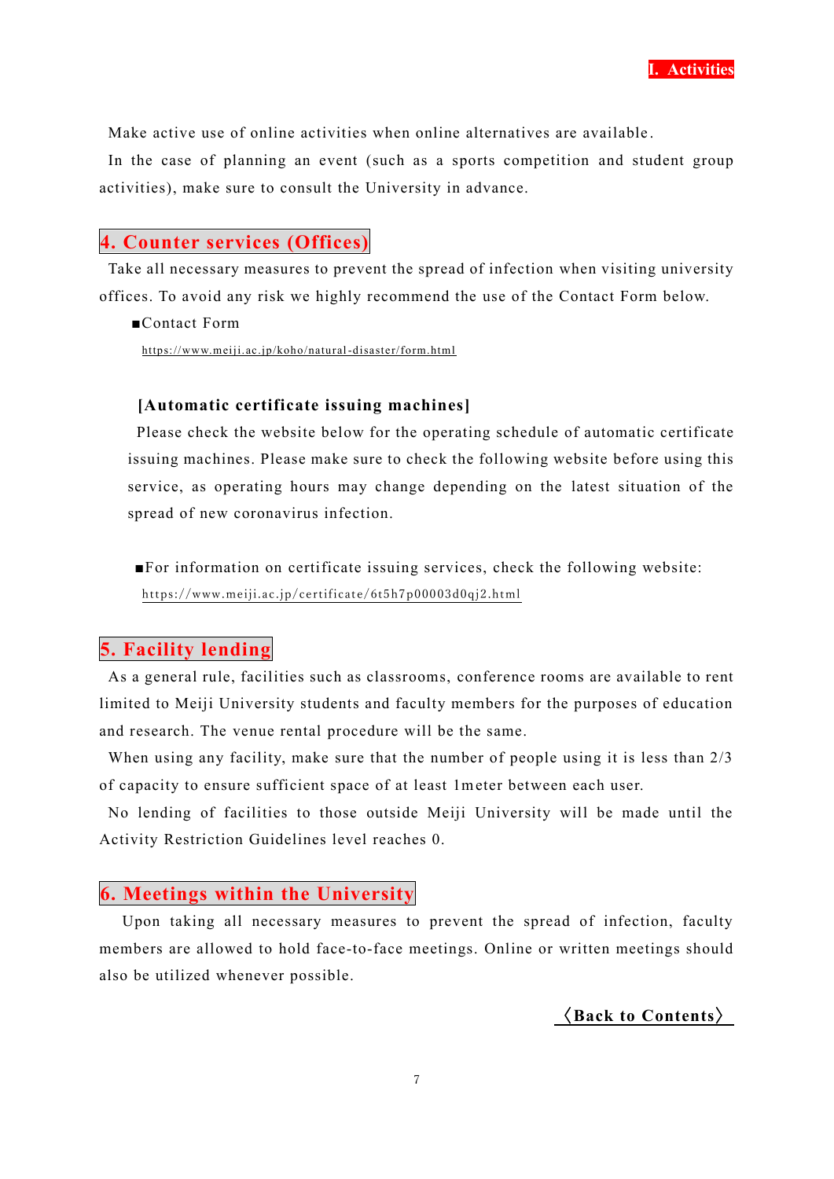Make active use of online activities when online alternatives are available.

In the case of planning an event (such as a sports competition and student group activities), make sure to consult the University in advance.

## 4. Counter services (Offices)

Take all necessary measures to prevent the spread of infection when visiting university offices. To avoid any risk we highly recommend the use of the Contact Form below.

■Contact Form

https://www.meiji.ac.jp/koho/natural-disaster/form.html

**[Automatic certificate issuing machines]**

Please check the website below for the operating schedule of automatic certificate issuing machines. Please make sure to check the following website before using this service, as operating hours may change depending on the latest situation of the spread of new coronavirus infection.

■For information on certificate issuing services, check the following website:

https://www.meiji.ac.jp/certificate/6t5h7p00003d0qj2.html

## 5. Facility lending

As a general rule, facilities such as classrooms, conference rooms are available to rent limited to Meiji University students and faculty members for the purposes of education and research. The venue rental procedure will be the same.

When using any facility, make sure that the number of people using it is less than 2/3 of capacity to ensure sufficient space of at least 1meter between each user.

No lending of facilities to those outside Meiji University will be made until the Activity Restriction Guidelines level reaches 0.

## 6. Meetings within the University

Upon taking all necessary measures to prevent the spread of infection, faculty members are allowed to hold face-to-face meetings. Online or written meetings should also be utilized whenever possible.

〈Back to Contents〉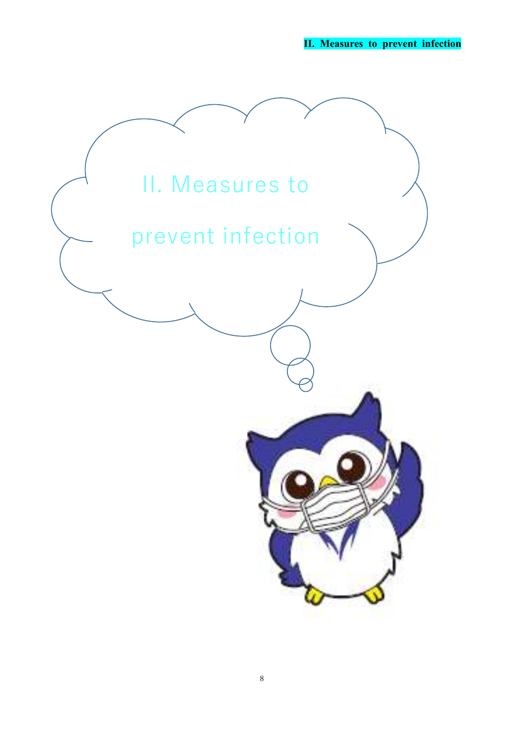# II. Measures to prevent infection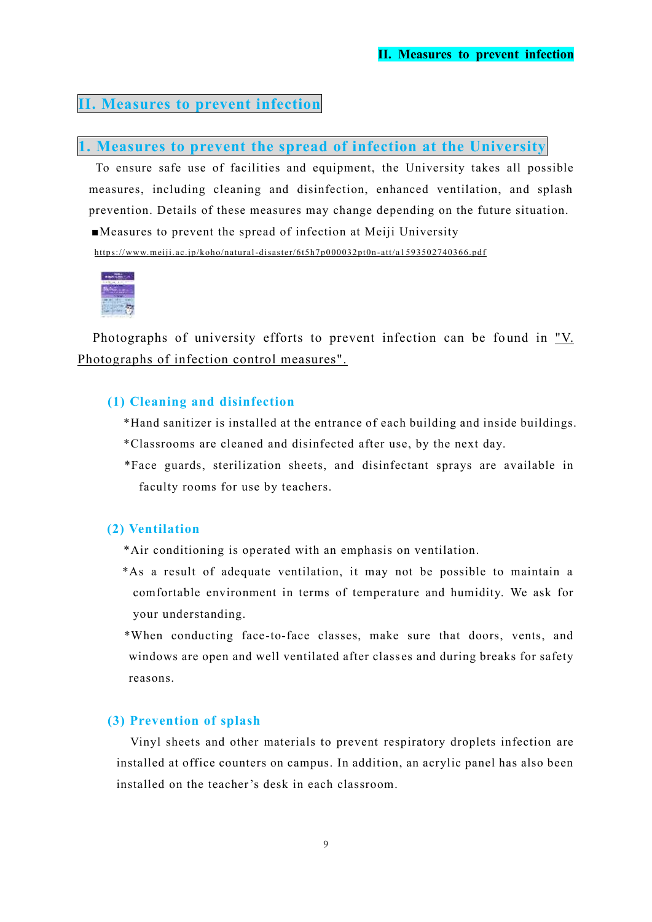# II. Measures to prevent infection

## 1. Measures to prevent the spread of infection at the University

To ensure safe use of facilities and equipment, the University takes all possible measures, including cleaning and disinfection, enhanced ventilation, and splash prevention. Details of these measures may change depending on the future situation.

■Measures to prevent the spread of infection at Meiji University

https://www.meiji.ac.jp/koho/natural-disaster/6t5h7p000032pt0n-att/a1593502740366.pdf

Photographs of university efforts to prevent infection can be found in "V. Photographs of infection control measures".

### (1) Cleaning and disinfection

*Hand sanitizer is installed at the entrance of each building and inside buildings.

*Classrooms are cleaned and disinfected after use, by the next day.

*Face guards, sterilization sheets, and disinfectant sprays are available in faculty rooms for use by teachers.

### (2) Ventilation

*Air conditioning is operated with an emphasis on ventilation.

*As a result of adequate ventilation, it may not be possible to maintain a comfortable environment in terms of temperature and humidity. We ask for your understanding.

*When conducting face-to-face classes, make sure that doors, vents, and windows are open and well ventilated after classes and during breaks for safety reasons.

### (3) Prevention of splash

Vinyl sheets and other materials to prevent respiratory droplets infection are installed at office counters on campus. In addition, an acrylic panel has also been installed on the teacher's desk in each classroom.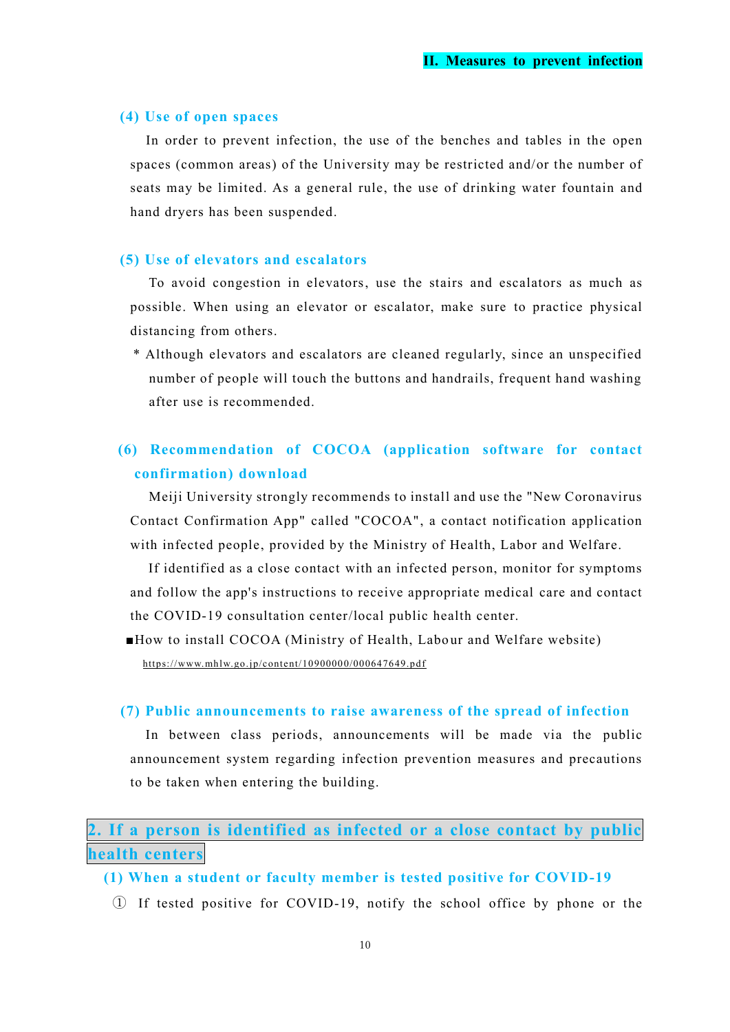### (4) Use of open spaces

In order to prevent infection, the use of the benches and tables in the open spaces (common areas) of the University may be restricted and/or the number of seats may be limited. As a general rule, the use of drinking water fountain and hand dryers has been suspended.

### (5) Use of elevators and escalators

To avoid congestion in elevators, use the stairs and escalators as much as possible. When using an elevator or escalator, make sure to practice physical distancing from others.

\* Although elevators and escalators are cleaned regularly, since an unspecified number of people will touch the buttons and handrails, frequent hand washing after use is recommended.

### (6) Recommendation of COCOA (application software for contact confirmation) download

Meiji University strongly recommends to install and use the "New Coronavirus Contact Confirmation App" called "COCOA", a contact notification application with infected people, provided by the Ministry of Health, Labor and Welfare.

If identified as a close contact with an infected person, monitor for symptoms and follow the app's instructions to receive appropriate medical care and contact the COVID-19 consultation center/local public health center.

■How to install COCOA (Ministry of Health, Labour and Welfare website)
https://www.mhlw.go.jp/content/10900000/000647649.pdf

### (7) Public announcements to raise awareness of the spread of infection

In between class periods, announcements will be made via the public announcement system regarding infection prevention measures and precautions to be taken when entering the building.

## 2. If a person is identified as infected or a close contact by public health centers

### (1) When a student or faculty member is tested positive for COVID-19

① If tested positive for COVID-19, notify the school office by phone or the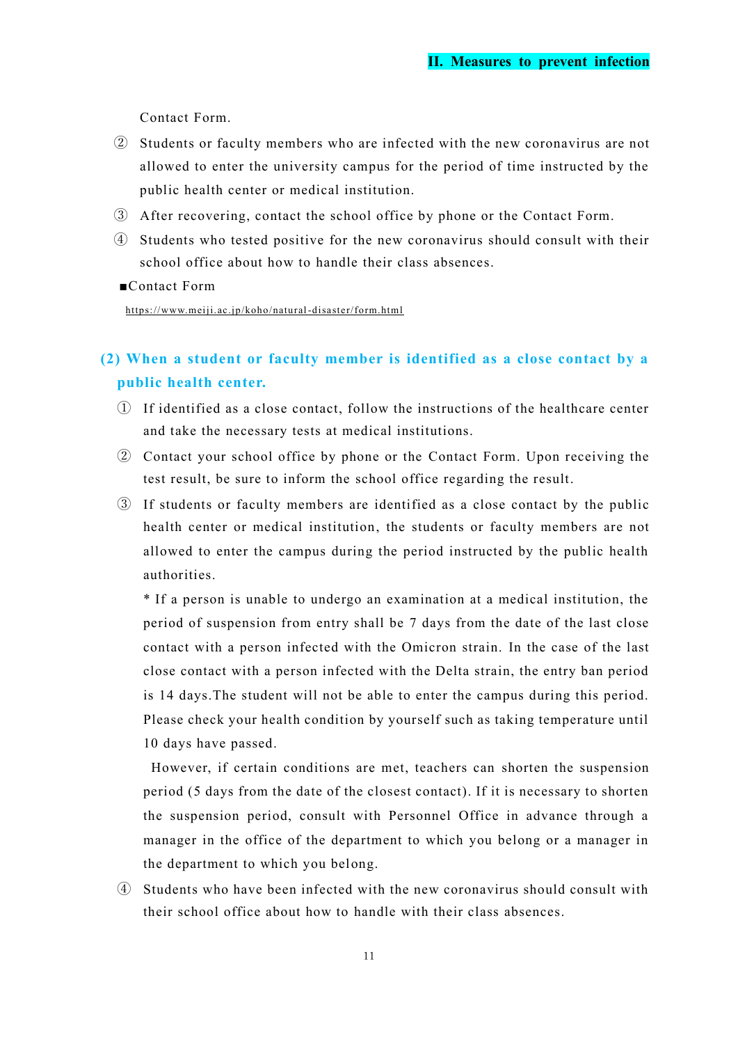Contact Form.

② Students or faculty members who are infected with the new coronavirus are not allowed to enter the university campus for the period of time instructed by the public health center or medical institution.

③ After recovering, contact the school office by phone or the Contact Form.

④ Students who tested positive for the new coronavirus should consult with their school office about how to handle their class absences.

■Contact Form

https://www.meiji.ac.jp/koho/natural-disaster/form.html

### (2) When a student or faculty member is identified as a close contact by a public health center.

① If identified as a close contact, follow the instructions of the healthcare center and take the necessary tests at medical institutions.

② Contact your school office by phone or the Contact Form. Upon receiving the test result, be sure to inform the school office regarding the result.

③ If students or faculty members are identified as a close contact by the public health center or medical institution, the students or faculty members are not allowed to enter the campus during the period instructed by the public health authorities.

\* If a person is unable to undergo an examination at a medical institution, the period of suspension from entry shall be 7 days from the date of the last close contact with a person infected with the Omicron strain. In the case of the last close contact with a person infected with the Delta strain, the entry ban period is 14 days.The student will not be able to enter the campus during this period. Please check your health condition by yourself such as taking temperature until 10 days have passed.

However, if certain conditions are met, teachers can shorten the suspension period (5 days from the date of the closest contact). If it is necessary to shorten the suspension period, consult with Personnel Office in advance through a manager in the office of the department to which you belong or a manager in the department to which you belong.

④ Students who have been infected with the new coronavirus should consult with their school office about how to handle with their class absences.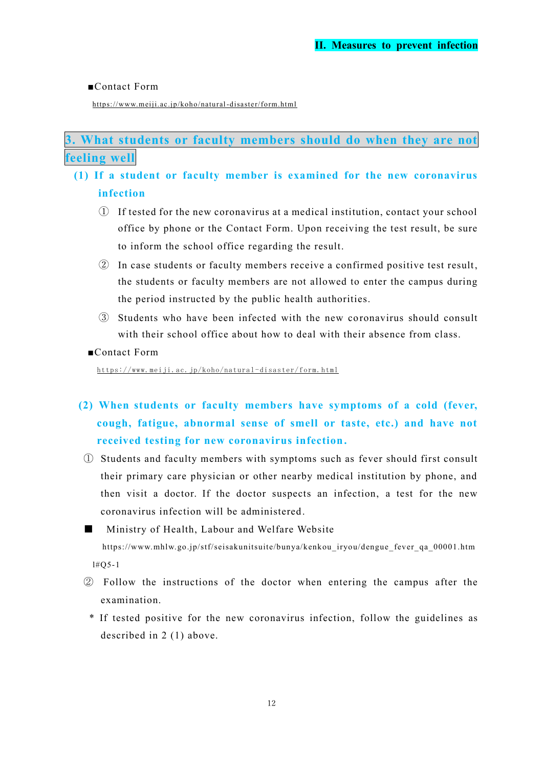■Contact Form

https://www.meiji.ac.jp/koho/natural-disaster/form.html

## 3. What students or faculty members should do when they are not feeling well

### (1) If a student or faculty member is examined for the new coronavirus infection

① If tested for the new coronavirus at a medical institution, contact your school office by phone or the Contact Form. Upon receiving the test result, be sure to inform the school office regarding the result.

② In case students or faculty members receive a confirmed positive test result, the students or faculty members are not allowed to enter the campus during the period instructed by the public health authorities.

③ Students who have been infected with the new coronavirus should consult with their school office about how to deal with their absence from class.

■Contact Form

https://www.meiji.ac.jp/koho/natural-disaster/form.html

### (2) When students or faculty members have symptoms of a cold (fever, cough, fatigue, abnormal sense of smell or taste, etc.) and have not received testing for new coronavirus infection.

① Students and faculty members with symptoms such as fever should first consult their primary care physician or other nearby medical institution by phone, and then visit a doctor. If the doctor suspects an infection, a test for the new coronavirus infection will be administered.

■ Ministry of Health, Labour and Welfare Website

https://www.mhlw.go.jp/stf/seisakunitsuite/bunya/kenkou_iryou/dengue_fever_qa_00001.html#Q5-1

② Follow the instructions of the doctor when entering the campus after the examination.

* If tested positive for the new coronavirus infection, follow the guidelines as described in 2 (1) above.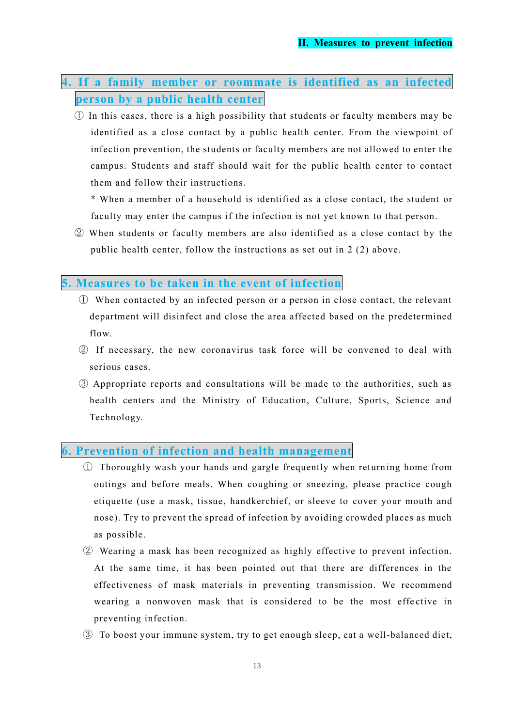## 4. If a family member or roommate is identified as an infected person by a public health center

① In this cases, there is a high possibility that students or faculty members may be identified as a close contact by a public health center. From the viewpoint of infection prevention, the students or faculty members are not allowed to enter the campus. Students and staff should wait for the public health center to contact them and follow their instructions.

\* When a member of a household is identified as a close contact, the student or faculty may enter the campus if the infection is not yet known to that person.

② When students or faculty members are also identified as a close contact by the public health center, follow the instructions as set out in 2 (2) above.

## 5. Measures to be taken in the event of infection

① When contacted by an infected person or a person in close contact, the relevant department will disinfect and close the area affected based on the predetermined flow.

② If necessary, the new coronavirus task force will be convened to deal with serious cases.

③ Appropriate reports and consultations will be made to the authorities, such as health centers and the Ministry of Education, Culture, Sports, Science and Technology.

## 6. Prevention of infection and health management

① Thoroughly wash your hands and gargle frequently when returning home from outings and before meals. When coughing or sneezing, please practice cough etiquette (use a mask, tissue, handkerchief, or sleeve to cover your mouth and nose). Try to prevent the spread of infection by avoiding crowded places as much as possible.

② Wearing a mask has been recognized as highly effective to prevent infection. At the same time, it has been pointed out that there are differences in the effectiveness of mask materials in preventing transmission. We recommend wearing a nonwoven mask that is considered to be the most effective in preventing infection.

③ To boost your immune system, try to get enough sleep, eat a well-balanced diet,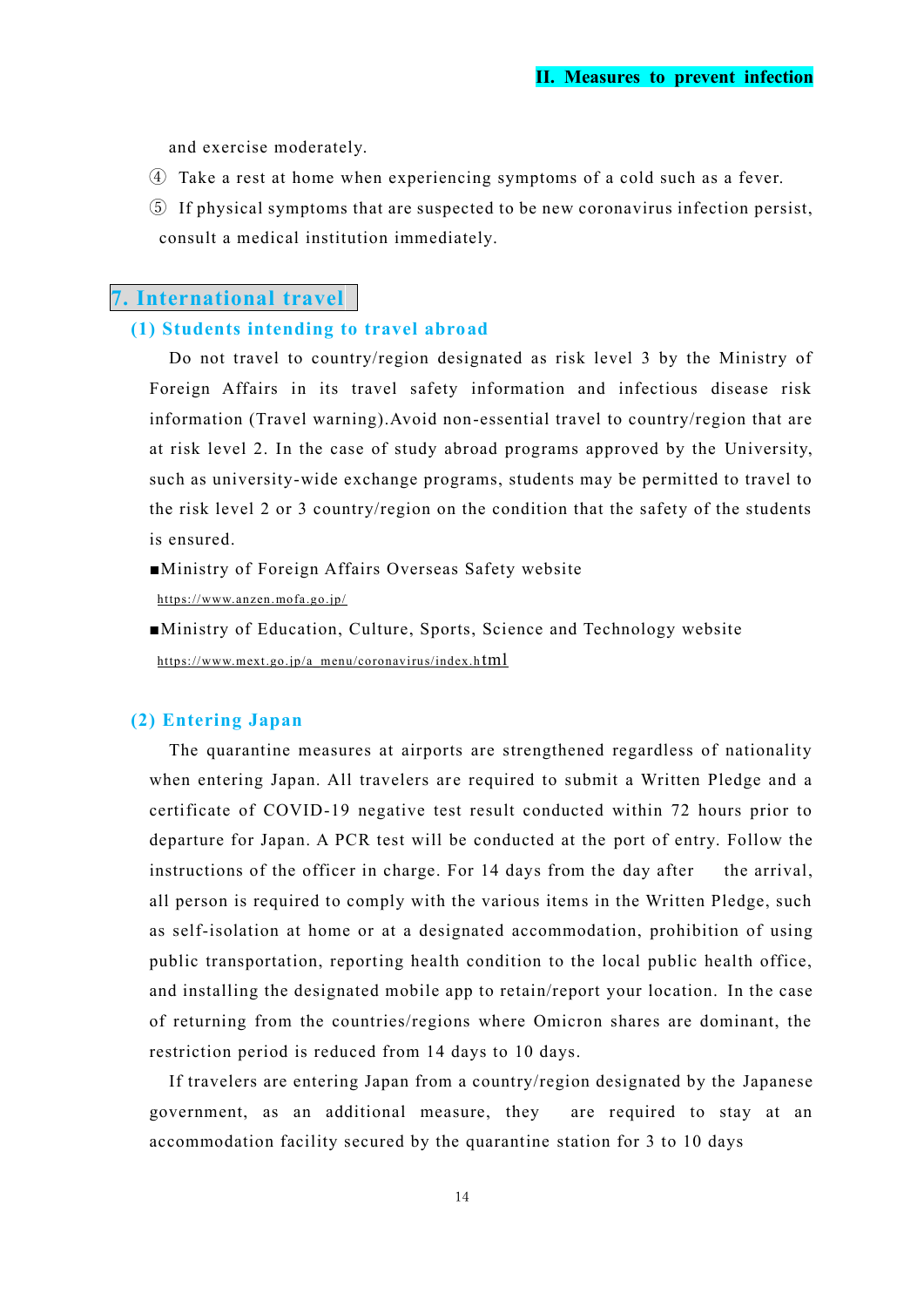and exercise moderately.

④ Take a rest at home when experiencing symptoms of a cold such as a fever.

⑤ If physical symptoms that are suspected to be new coronavirus infection persist, consult a medical institution immediately.

## 7. International travel

### (1) Students intending to travel abroad

Do not travel to country/region designated as risk level 3 by the Ministry of Foreign Affairs in its travel safety information and infectious disease risk information (Travel warning).Avoid non-essential travel to country/region that are at risk level 2. In the case of study abroad programs approved by the University, such as university-wide exchange programs, students may be permitted to travel to the risk level 2 or 3 country/region on the condition that the safety of the students is ensured.

■Ministry of Foreign Affairs Overseas Safety website

https://www.anzen.mofa.go.jp/

■Ministry of Education, Culture, Sports, Science and Technology website

https://www.mext.go.jp/a_menu/coronavirus/index.html

### (2) Entering Japan

The quarantine measures at airports are strengthened regardless of nationality when entering Japan. All travelers are required to submit a Written Pledge and a certificate of COVID-19 negative test result conducted within 72 hours prior to departure for Japan. A PCR test will be conducted at the port of entry. Follow the instructions of the officer in charge. For 14 days from the day after the arrival, all person is required to comply with the various items in the Written Pledge, such as self-isolation at home or at a designated accommodation, prohibition of using public transportation, reporting health condition to the local public health office, and installing the designated mobile app to retain/report your location. In the case of returning from the countries/regions where Omicron shares are dominant, the restriction period is reduced from 14 days to 10 days.

If travelers are entering Japan from a country/region designated by the Japanese government, as an additional measure, they are required to stay at an accommodation facility secured by the quarantine station for 3 to 10 days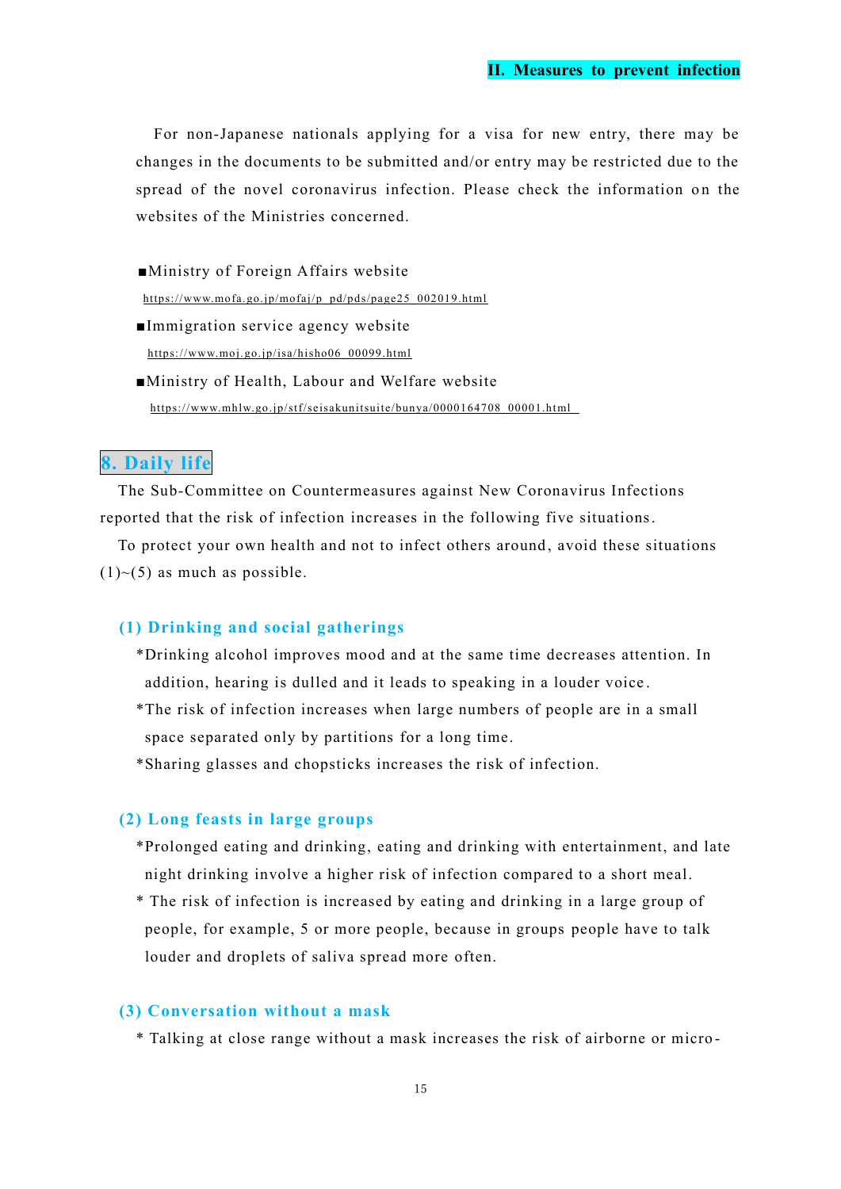For non-Japanese nationals applying for a visa for new entry, there may be changes in the documents to be submitted and/or entry may be restricted due to the spread of the novel coronavirus infection. Please check the information on the websites of the Ministries concerned.

■Ministry of Foreign Affairs website
https://www.mofa.go.jp/mofaj/p_pd/pds/page25_002019.html

■Immigration service agency website
https://www.moj.go.jp/isa/hisho06_00099.html

■Ministry of Health, Labour and Welfare website
https://www.mhlw.go.jp/stf/seisakunitsuite/bunya/0000164708_00001.html

## 8. Daily life

The Sub-Committee on Countermeasures against New Coronavirus Infections reported that the risk of infection increases in the following five situations.

To protect your own health and not to infect others around, avoid these situations (1)~(5) as much as possible.

### (1) Drinking and social gatherings

*Drinking alcohol improves mood and at the same time decreases attention. In addition, hearing is dulled and it leads to speaking in a louder voice.

*The risk of infection increases when large numbers of people are in a small space separated only by partitions for a long time.

*Sharing glasses and chopsticks increases the risk of infection.

### (2) Long feasts in large groups

*Prolonged eating and drinking, eating and drinking with entertainment, and late night drinking involve a higher risk of infection compared to a short meal.

* The risk of infection is increased by eating and drinking in a large group of people, for example, 5 or more people, because in groups people have to talk louder and droplets of saliva spread more often.

### (3) Conversation without a mask

* Talking at close range without a mask increases the risk of airborne or micro-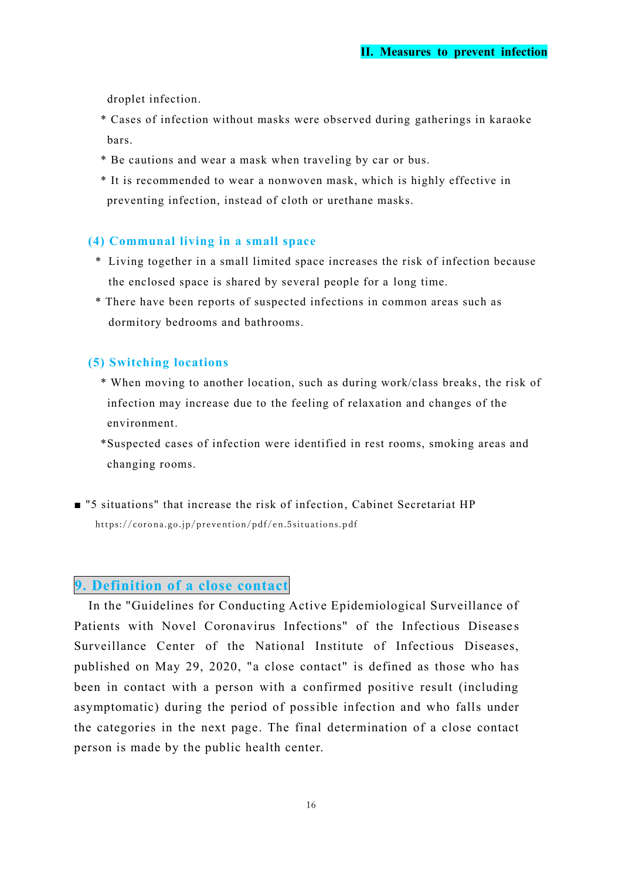droplet infection.

* Cases of infection without masks were observed during gatherings in karaoke bars.
* Be cautions and wear a mask when traveling by car or bus.
* It is recommended to wear a nonwoven mask, which is highly effective in preventing infection, instead of cloth or urethane masks.

### (4) Communal living in a small space

* Living together in a small limited space increases the risk of infection because the enclosed space is shared by several people for a long time.
* There have been reports of suspected infections in common areas such as dormitory bedrooms and bathrooms.

### (5) Switching locations

* When moving to another location, such as during work/class breaks, the risk of infection may increase due to the feeling of relaxation and changes of the environment.
* Suspected cases of infection were identified in rest rooms, smoking areas and changing rooms.

■ "5 situations" that increase the risk of infection, Cabinet Secretariat HP
https://corona.go.jp/prevention/pdf/en.5situations.pdf

## 9. Definition of a close contact

In the "Guidelines for Conducting Active Epidemiological Surveillance of Patients with Novel Coronavirus Infections" of the Infectious Diseases Surveillance Center of the National Institute of Infectious Diseases, published on May 29, 2020, "a close contact" is defined as those who has been in contact with a person with a confirmed positive result (including asymptomatic) during the period of possible infection and who falls under the categories in the next page. The final determination of a close contact person is made by the public health center.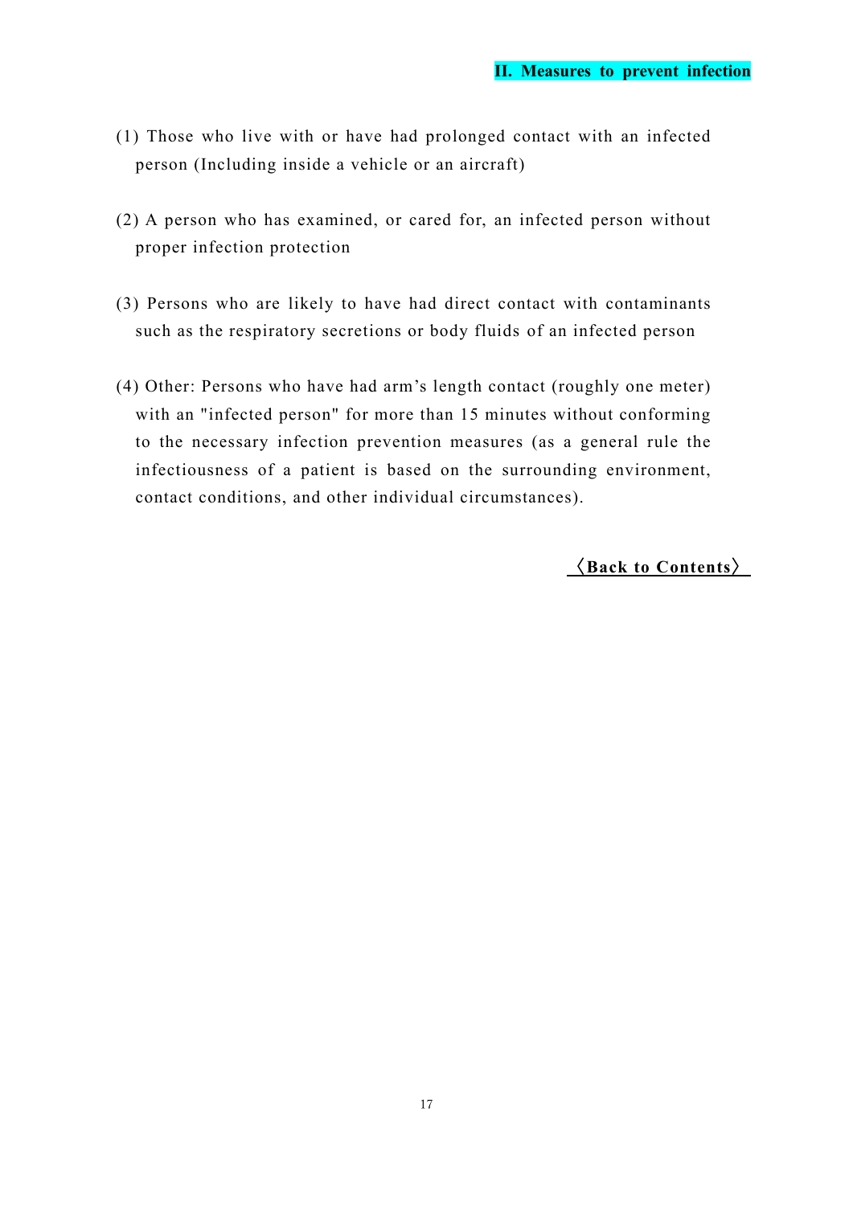(1) Those who live with or have had prolonged contact with an infected person (Including inside a vehicle or an aircraft)

(2) A person who has examined, or cared for, an infected person without proper infection protection

(3) Persons who are likely to have had direct contact with contaminants such as the respiratory secretions or body fluids of an infected person

(4) Other: Persons who have had arm’s length contact (roughly one meter) with an "infected person" for more than 15 minutes without conforming to the necessary infection prevention measures (as a general rule the infectiousness of a patient is based on the surrounding environment, contact conditions, and other individual circumstances).

**〈Back to Contents〉**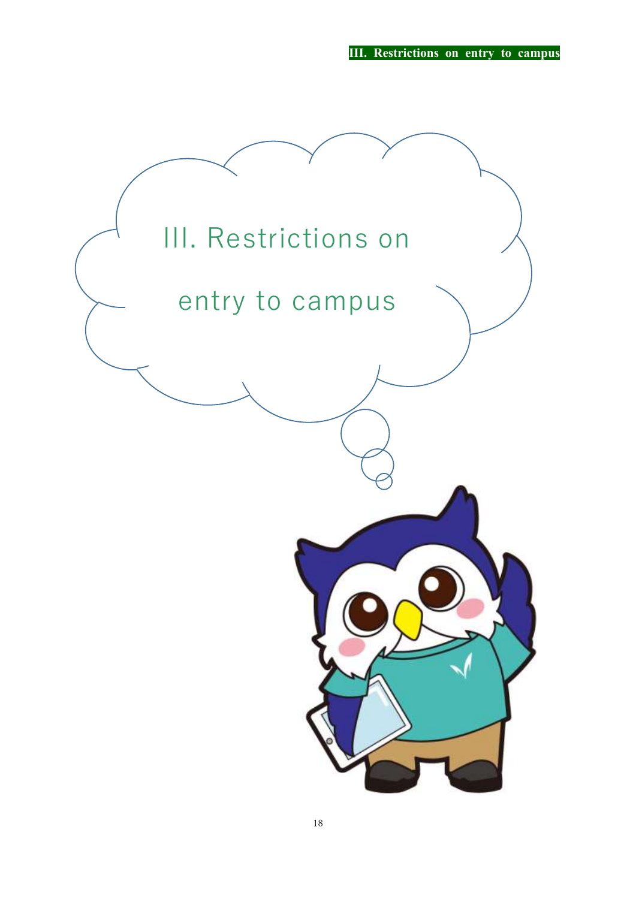# III. Restrictions on entry to campus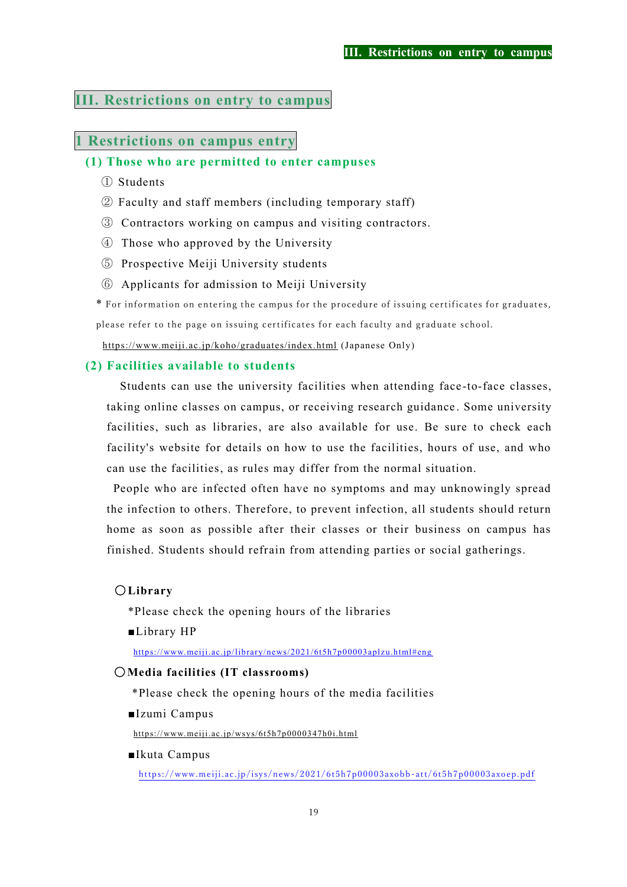# III. Restrictions on entry to campus

## 1 Restrictions on campus entry

### (1) Those who are permitted to enter campuses

① Students

② Faculty and staff members (including temporary staff)

③ Contractors working on campus and visiting contractors.

④ Those who approved by the University

⑤ Prospective Meiji University students

⑥ Applicants for admission to Meiji University

\* For information on entering the campus for the procedure of issuing certificates for graduates, please refer to the page on issuing certificates for each faculty and graduate school.

https://www.meiji.ac.jp/koho/graduates/index.html (Japanese Only)

### (2) Facilities available to students

Students can use the university facilities when attending face-to-face classes, taking online classes on campus, or receiving research guidance. Some university facilities, such as libraries, are also available for use. Be sure to check each facility's website for details on how to use the facilities, hours of use, and who can use the facilities, as rules may differ from the normal situation.

People who are infected often have no symptoms and may unknowingly spread the infection to others. Therefore, to prevent infection, all students should return home as soon as possible after their classes or their business on campus has finished. Students should refrain from attending parties or social gatherings.

〇**Library**

\*Please check the opening hours of the libraries

■Library HP

https://www.meiji.ac.jp/library/news/2021/6t5h7p00003aplzu.html#eng

〇**Media facilities (IT classrooms)**

\*Please check the opening hours of the media facilities

■Izumi Campus

https://www.meiji.ac.jp/wsys/6t5h7p0000347h0i.html

■Ikuta Campus

https://www.meiji.ac.jp/isys/news/2021/6t5h7p00003axobb-att/6t5h7p00003axoep.pdf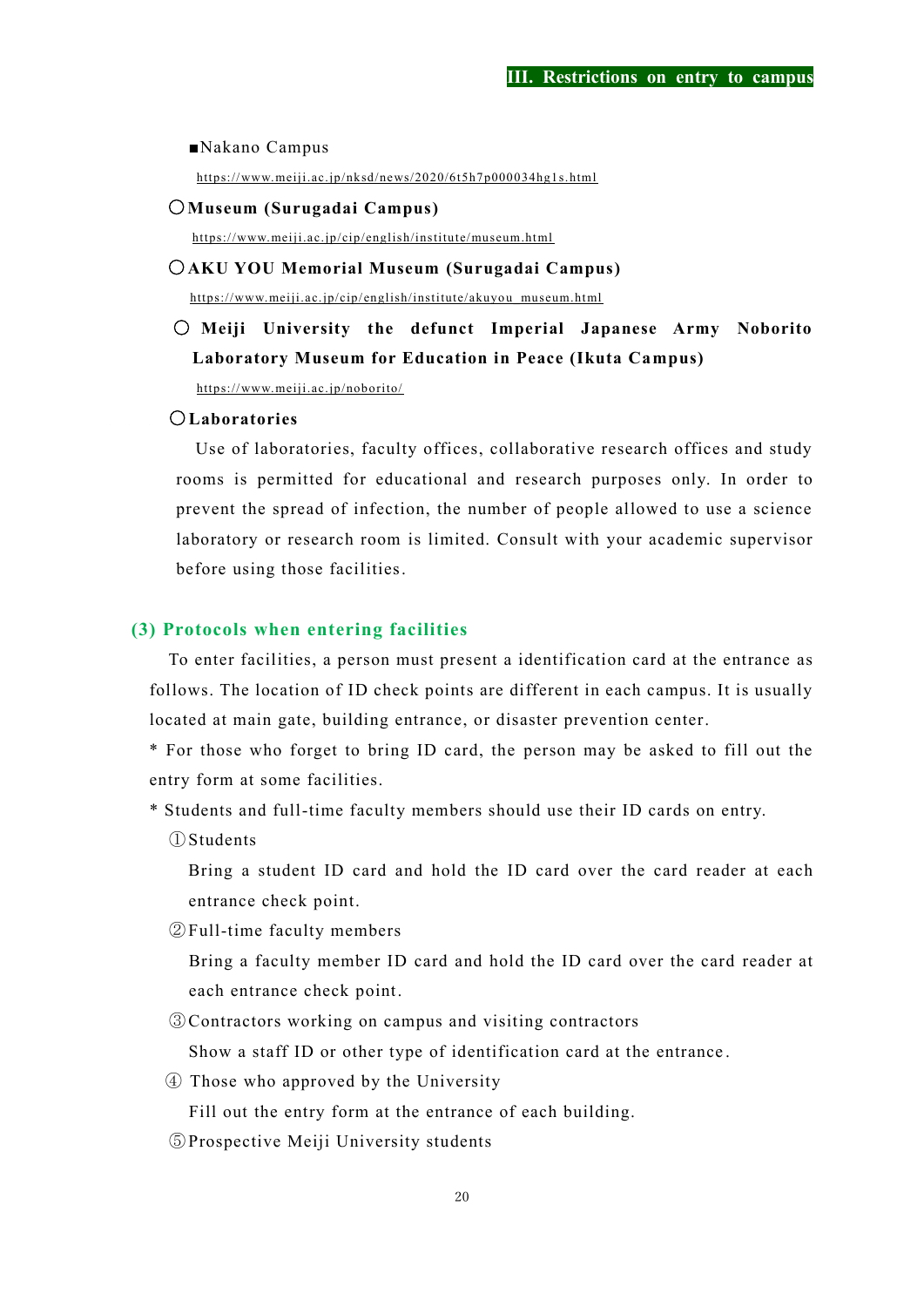■Nakano Campus

https://www.meiji.ac.jp/nksd/news/2020/6t5h7p000034hg1s.html

**〇Museum (Surugadai Campus)**

https://www.meiji.ac.jp/cip/english/institute/museum.html

**〇AKU YOU Memorial Museum (Surugadai Campus)**

https://www.meiji.ac.jp/cip/english/institute/akuyou_museum.html

**〇 Meiji University the defunct Imperial Japanese Army Noborito Laboratory Museum for Education in Peace (Ikuta Campus)**

https://www.meiji.ac.jp/noborito/

**〇Laboratories**

Use of laboratories, faculty offices, collaborative research offices and study rooms is permitted for educational and research purposes only. In order to prevent the spread of infection, the number of people allowed to use a science laboratory or research room is limited. Consult with your academic supervisor before using those facilities.

### (3) Protocols when entering facilities

To enter facilities, a person must present a identification card at the entrance as follows. The location of ID check points are different in each campus. It is usually located at main gate, building entrance, or disaster prevention center.

* For those who forget to bring ID card, the person may be asked to fill out the entry form at some facilities.

* Students and full-time faculty members should use their ID cards on entry.

①Students

Bring a student ID card and hold the ID card over the card reader at each entrance check point.

②Full-time faculty members

Bring a faculty member ID card and hold the ID card over the card reader at each entrance check point.

③Contractors working on campus and visiting contractors

Show a staff ID or other type of identification card at the entrance.

④ Those who approved by the University

Fill out the entry form at the entrance of each building.

⑤Prospective Meiji University students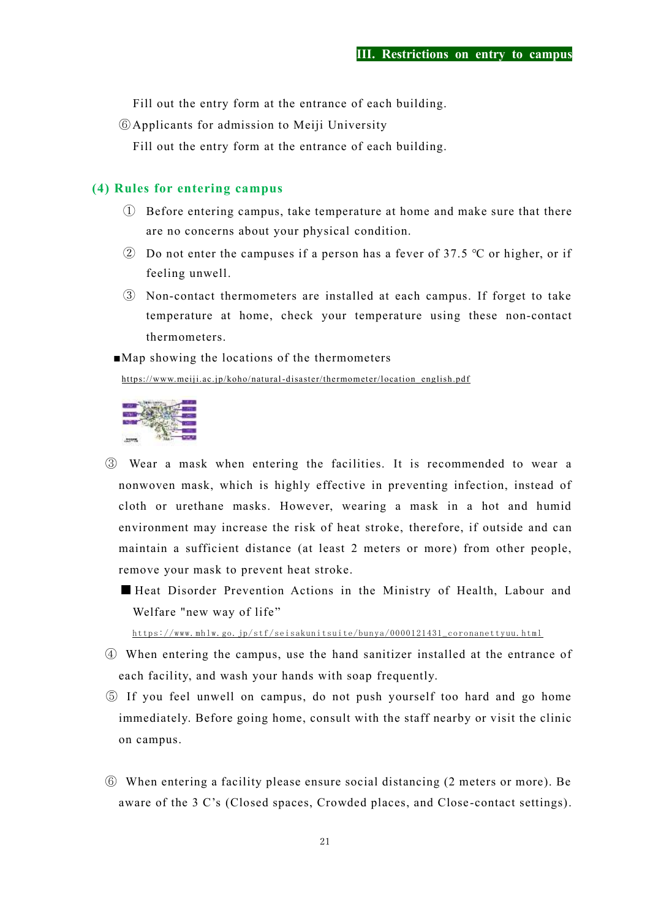Fill out the entry form at the entrance of each building.

⑥Applicants for admission to Meiji University

Fill out the entry form at the entrance of each building.

### (4) Rules for entering campus

① Before entering campus, take temperature at home and make sure that there are no concerns about your physical condition.

② Do not enter the campuses if a person has a fever of 37.5 ℃ or higher, or if feeling unwell.

③ Non-contact thermometers are installed at each campus. If forget to take temperature at home, check your temperature using these non-contact thermometers.

■Map showing the locations of the thermometers

https://www.meiji.ac.jp/koho/natural-disaster/thermometer/location_english.pdf

③ Wear a mask when entering the facilities. It is recommended to wear a nonwoven mask, which is highly effective in preventing infection, instead of cloth or urethane masks. However, wearing a mask in a hot and humid environment may increase the risk of heat stroke, therefore, if outside and can maintain a sufficient distance (at least 2 meters or more) from other people, remove your mask to prevent heat stroke.

■ Heat Disorder Prevention Actions in the Ministry of Health, Labour and Welfare "new way of life"

https://www.mhlw.go.jp/stf/seisakunitsuite/bunya/0000121431_coronanettyuu.html

④ When entering the campus, use the hand sanitizer installed at the entrance of each facility, and wash your hands with soap frequently.

⑤ If you feel unwell on campus, do not push yourself too hard and go home immediately. Before going home, consult with the staff nearby or visit the clinic on campus.

⑥ When entering a facility please ensure social distancing (2 meters or more). Be aware of the 3 C's (Closed spaces, Crowded places, and Close-contact settings).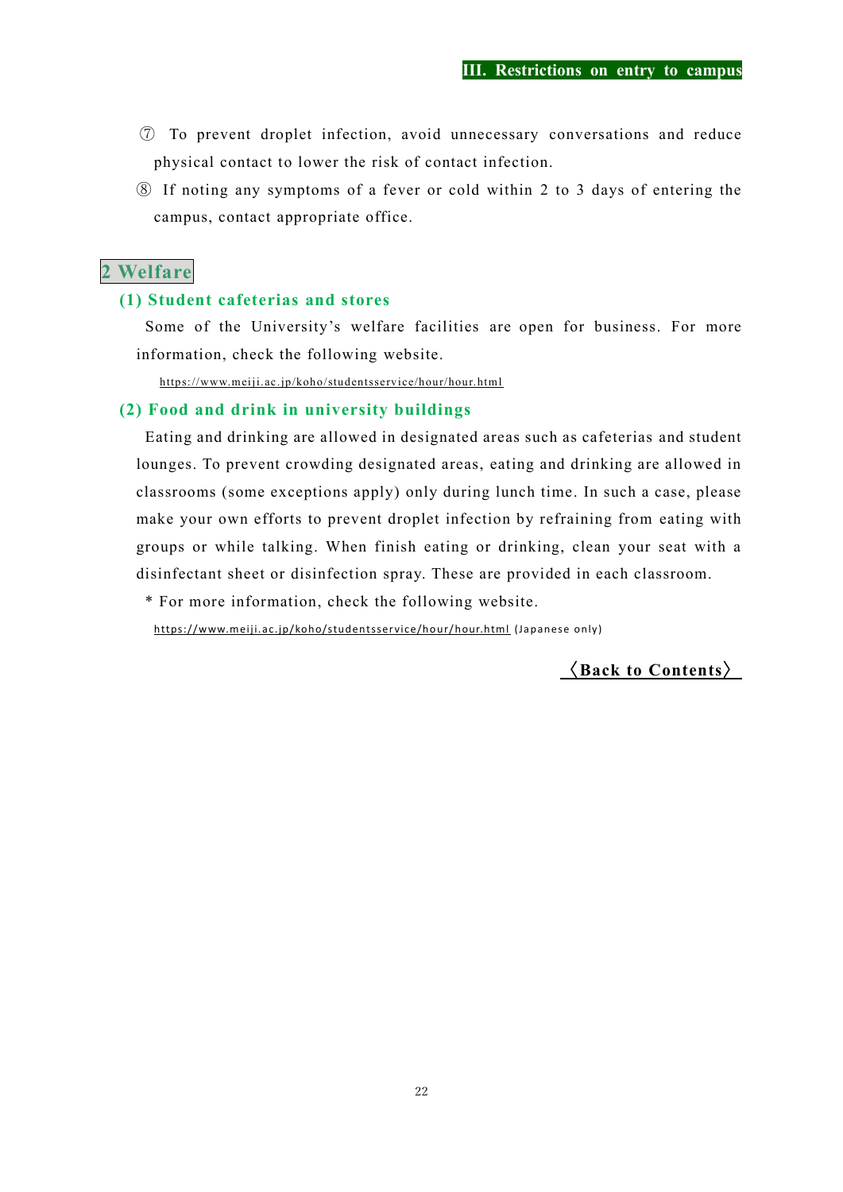⑦ To prevent droplet infection, avoid unnecessary conversations and reduce physical contact to lower the risk of contact infection.

⑧ If noting any symptoms of a fever or cold within 2 to 3 days of entering the campus, contact appropriate office.

## 2 Welfare

### (1) Student cafeterias and stores

Some of the University's welfare facilities are open for business. For more information, check the following website.

https://www.meiji.ac.jp/koho/studentsservice/hour/hour.html

### (2) Food and drink in university buildings

Eating and drinking are allowed in designated areas such as cafeterias and student lounges. To prevent crowding designated areas, eating and drinking are allowed in classrooms (some exceptions apply) only during lunch time. In such a case, please make your own efforts to prevent droplet infection by refraining from eating with groups or while talking. When finish eating or drinking, clean your seat with a disinfectant sheet or disinfection spray. These are provided in each classroom.

* For more information, check the following website.

https://www.meiji.ac.jp/koho/studentsservice/hour/hour.html (Japanese only)

〈Back to Contents〉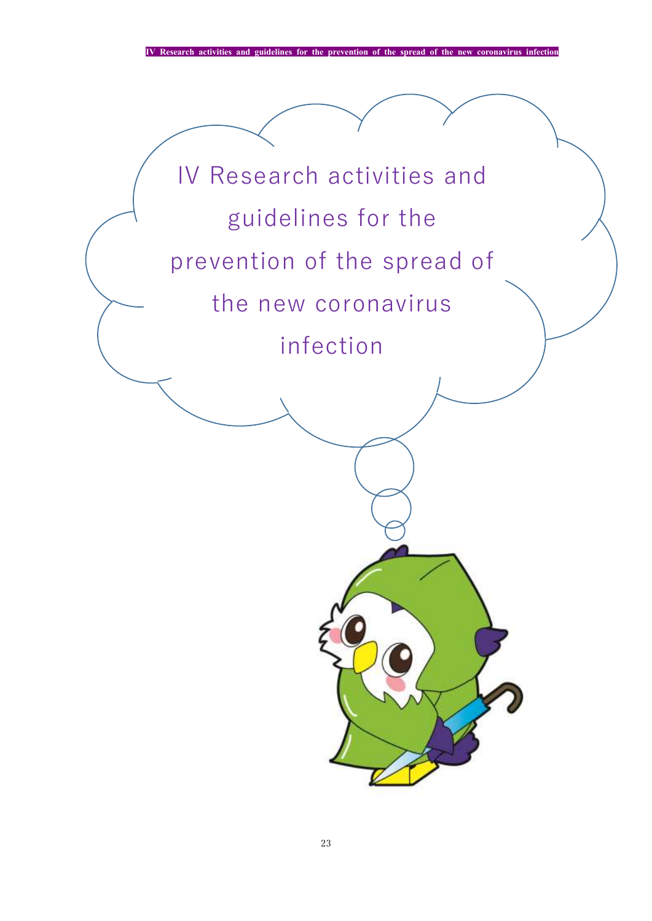# IV Research activities and guidelines for the prevention of the spread of the new coronavirus infection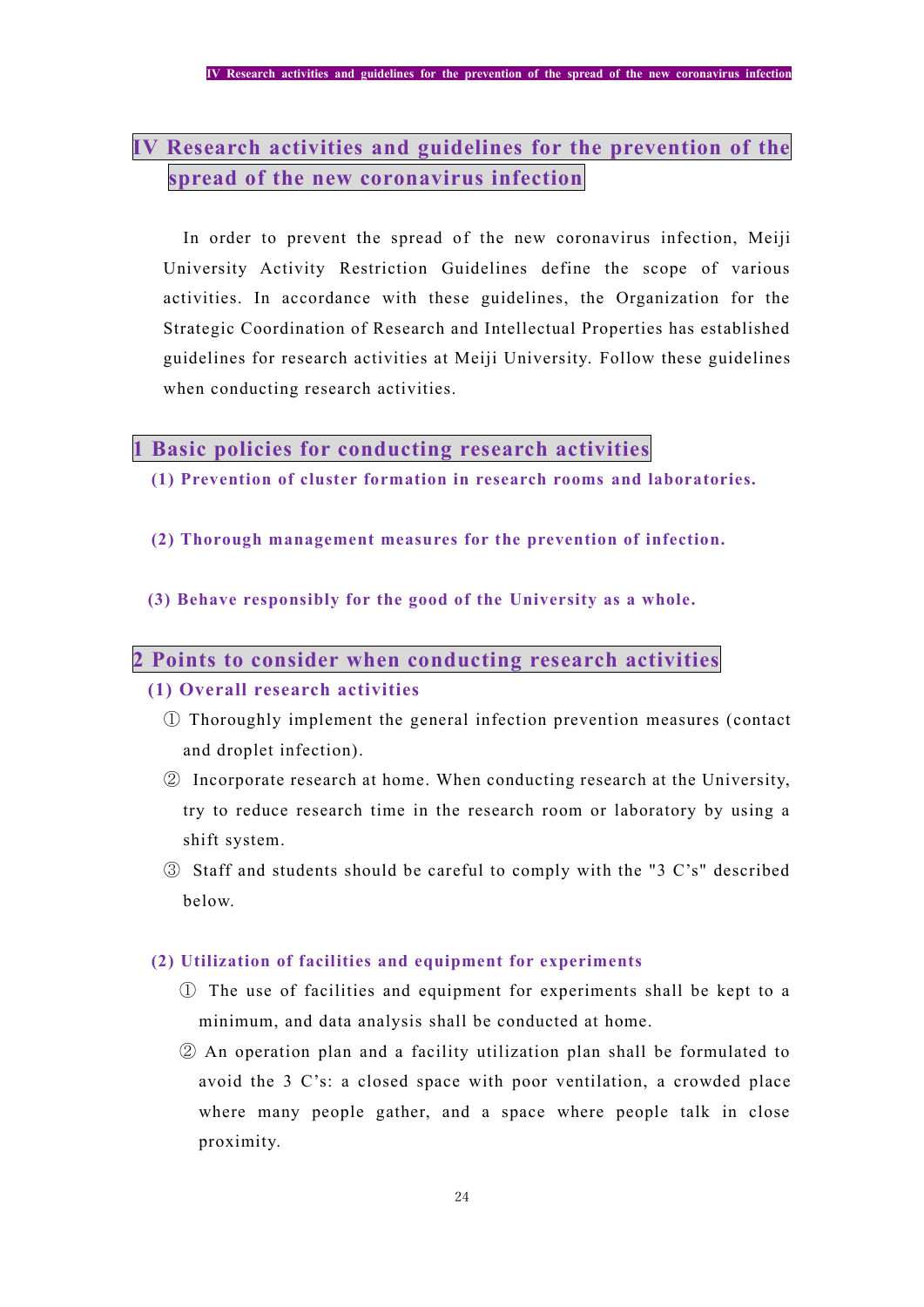# IV Research activities and guidelines for the prevention of the spread of the new coronavirus infection

In order to prevent the spread of the new coronavirus infection, Meiji University Activity Restriction Guidelines define the scope of various activities. In accordance with these guidelines, the Organization for the Strategic Coordination of Research and Intellectual Properties has established guidelines for research activities at Meiji University. Follow these guidelines when conducting research activities.

## 1 Basic policies for conducting research activities

### (1) Prevention of cluster formation in research rooms and laboratories.

### (2) Thorough management measures for the prevention of infection.

### (3) Behave responsibly for the good of the University as a whole.

## 2 Points to consider when conducting research activities

### (1) Overall research activities

① Thoroughly implement the general infection prevention measures (contact and droplet infection).

② Incorporate research at home. When conducting research at the University, try to reduce research time in the research room or laboratory by using a shift system.

③ Staff and students should be careful to comply with the "3 C's" described below.

### (2) Utilization of facilities and equipment for experiments

① The use of facilities and equipment for experiments shall be kept to a minimum, and data analysis shall be conducted at home.

② An operation plan and a facility utilization plan shall be formulated to avoid the 3 C's: a closed space with poor ventilation, a crowded place where many people gather, and a space where people talk in close proximity.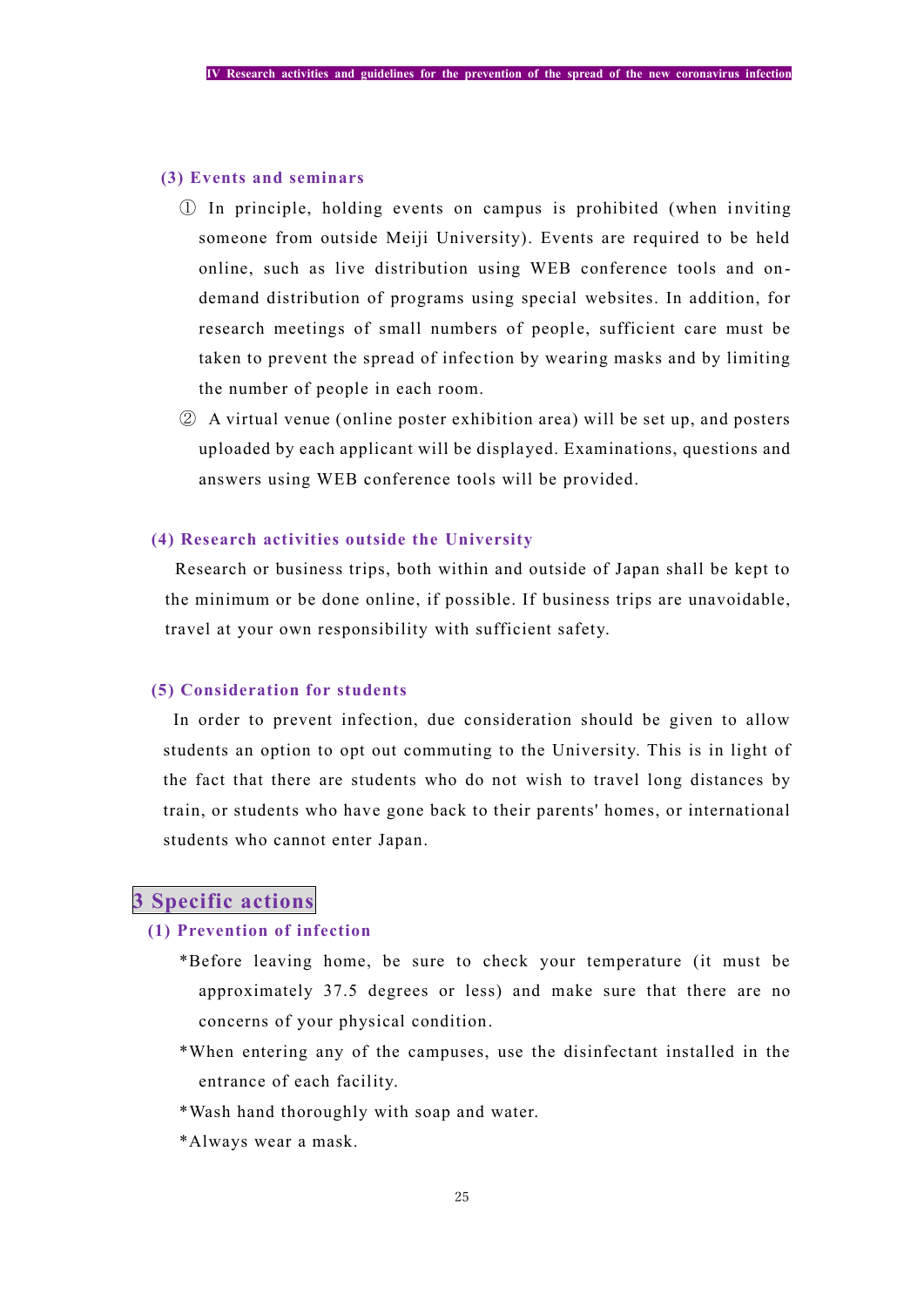### (3) Events and seminars

① In principle, holding events on campus is prohibited (when inviting someone from outside Meiji University). Events are required to be held online, such as live distribution using WEB conference tools and on-demand distribution of programs using special websites. In addition, for research meetings of small numbers of people, sufficient care must be taken to prevent the spread of infection by wearing masks and by limiting the number of people in each room.

② A virtual venue (online poster exhibition area) will be set up, and posters uploaded by each applicant will be displayed. Examinations, questions and answers using WEB conference tools will be provided.

### (4) Research activities outside the University

Research or business trips, both within and outside of Japan shall be kept to the minimum or be done online, if possible. If business trips are unavoidable, travel at your own responsibility with sufficient safety.

### (5) Consideration for students

In order to prevent infection, due consideration should be given to allow students an option to opt out commuting to the University. This is in light of the fact that there are students who do not wish to travel long distances by train, or students who have gone back to their parents' homes, or international students who cannot enter Japan.

## 3 Specific actions

### (1) Prevention of infection

*Before leaving home, be sure to check your temperature (it must be approximately 37.5 degrees or less) and make sure that there are no concerns of your physical condition.

*When entering any of the campuses, use the disinfectant installed in the entrance of each facility.

*Wash hand thoroughly with soap and water.

*Always wear a mask.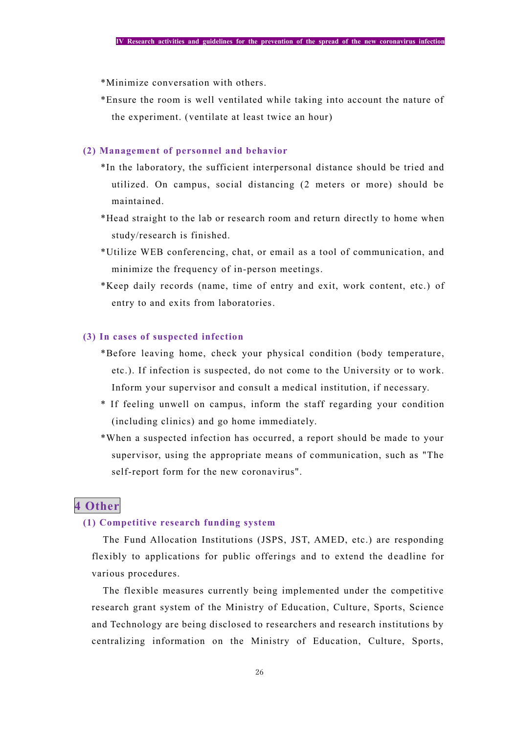*Minimize conversation with others.

*Ensure the room is well ventilated while taking into account the nature of the experiment. (ventilate at least twice an hour)

### (2) Management of personnel and behavior

*In the laboratory, the sufficient interpersonal distance should be tried and utilized. On campus, social distancing (2 meters or more) should be maintained.

*Head straight to the lab or research room and return directly to home when study/research is finished.

*Utilize WEB conferencing, chat, or email as a tool of communication, and minimize the frequency of in-person meetings.

*Keep daily records (name, time of entry and exit, work content, etc.) of entry to and exits from laboratories.

### (3) In cases of suspected infection

*Before leaving home, check your physical condition (body temperature, etc.). If infection is suspected, do not come to the University or to work. Inform your supervisor and consult a medical institution, if necessary.

* If feeling unwell on campus, inform the staff regarding your condition (including clinics) and go home immediately.

*When a suspected infection has occurred, a report should be made to your supervisor, using the appropriate means of communication, such as "The self-report form for the new coronavirus".

## 4 Other

### (1) Competitive research funding system

The Fund Allocation Institutions (JSPS, JST, AMED, etc.) are responding flexibly to applications for public offerings and to extend the deadline for various procedures.

The flexible measures currently being implemented under the competitive research grant system of the Ministry of Education, Culture, Sports, Science and Technology are being disclosed to researchers and research institutions by centralizing information on the Ministry of Education, Culture, Sports,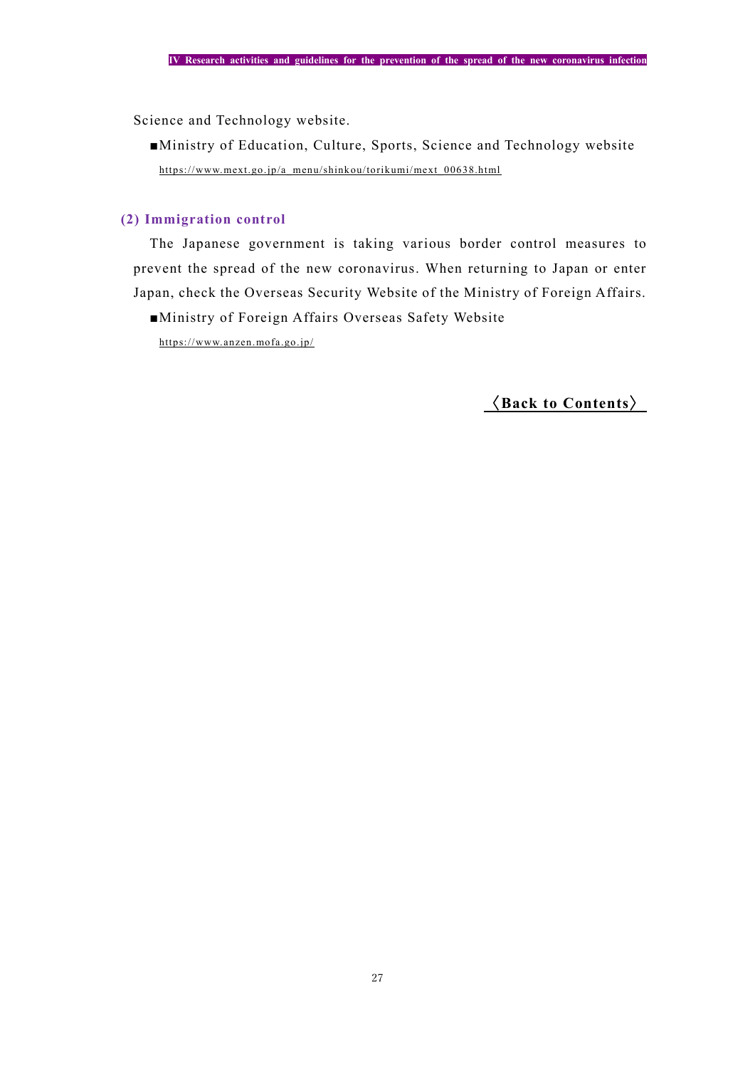Science and Technology website.

■Ministry of Education, Culture, Sports, Science and Technology website

https://www.mext.go.jp/a_menu/shinkou/torikumi/mext_00638.html

### (2) Immigration control

The Japanese government is taking various border control measures to prevent the spread of the new coronavirus. When returning to Japan or enter Japan, check the Overseas Security Website of the Ministry of Foreign Affairs.

■Ministry of Foreign Affairs Overseas Safety Website

https://www.anzen.mofa.go.jp/

**〈Back to Contents〉**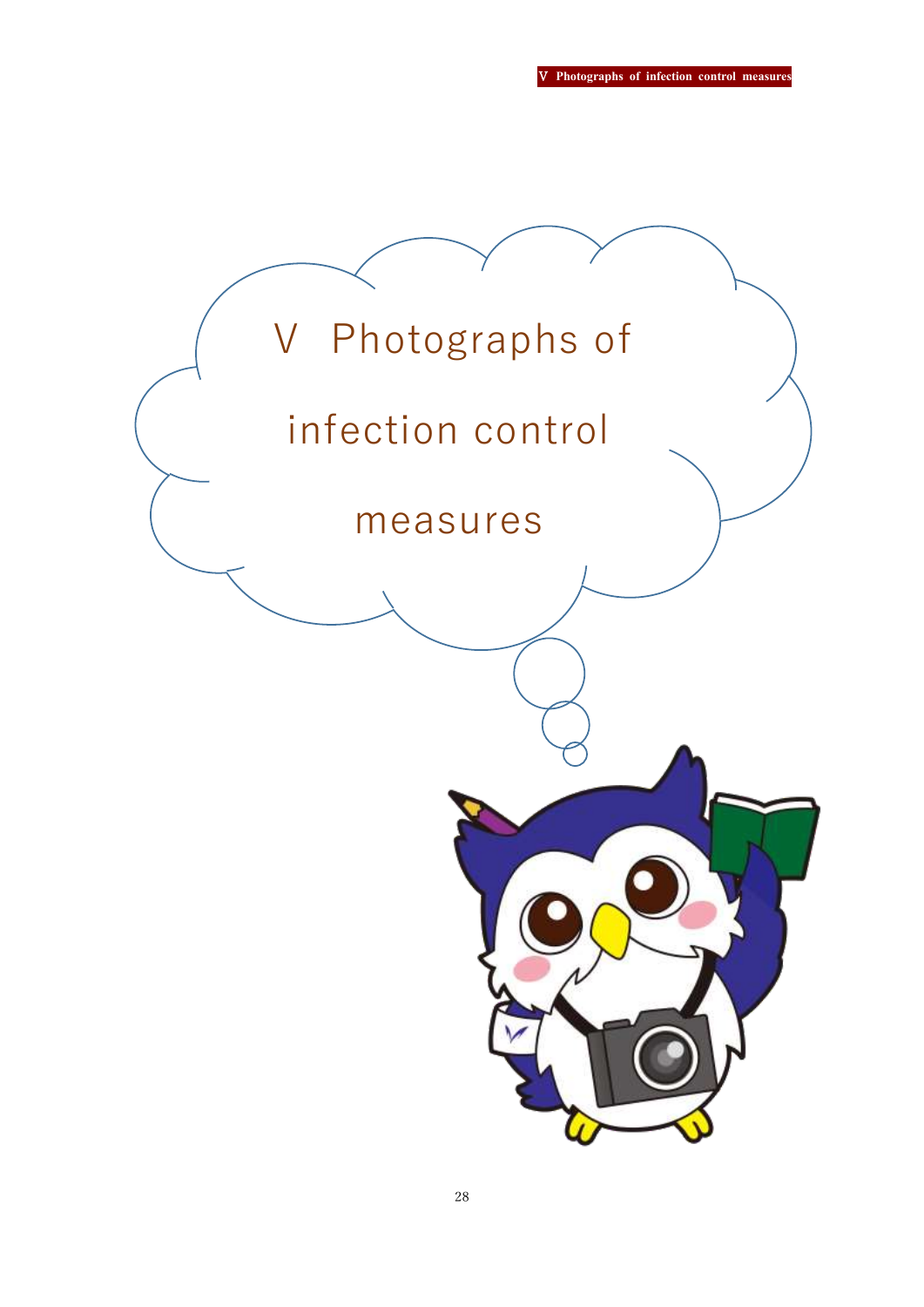# V Photographs of infection control measures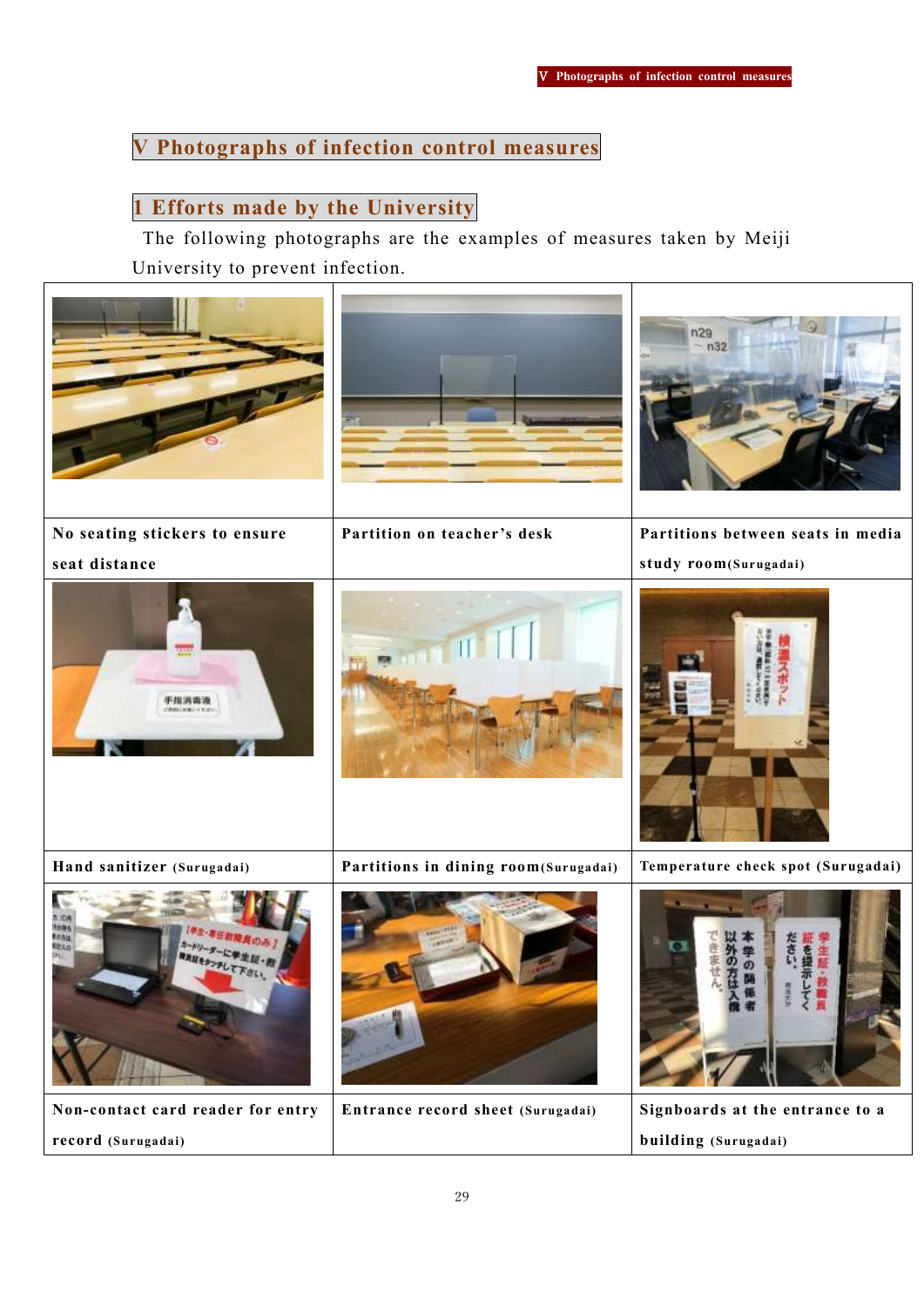# V Photographs of infection control measures

## 1 Efforts made by the University

The following photographs are the examples of measures taken by Meiji University to prevent infection.

| No seating stickers to ensure seat distance | Partition on teacher's desk | Partitions between seats in media study room (Surugadai) |
|---|---|---|
| Hand sanitizer (Surugadai) | Partitions in dining room (Surugadai) | Temperature check spot (Surugadai) |
| Non-contact card reader for entry record (Surugadai) | Entrance record sheet (Surugadai) | Signboards at the entrance to a building (Surugadai) |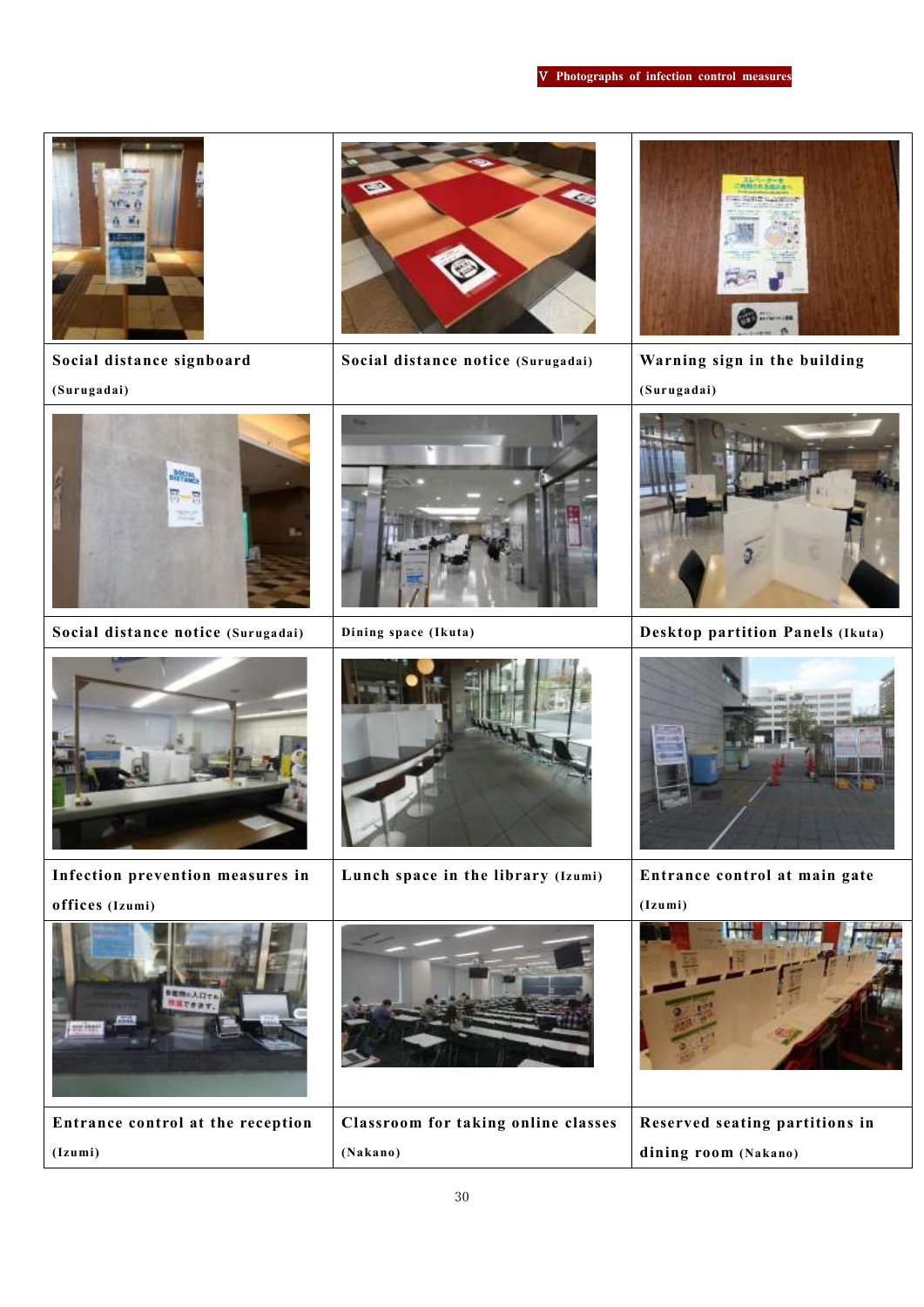## Ⅴ Photographs of infection control measures

| | | |
|---|---|---|
| Social distance signboard (Surugadai) | Social distance notice (Surugadai) | Warning sign in the building (Surugadai) |
| Social distance notice (Surugadai) | Dining space (Ikuta) | Desktop partition Panels (Ikuta) |
| Infection prevention measures in offices (Izumi) | Lunch space in the library (Izumi) | Entrance control at main gate (Izumi) |
| Entrance control at the reception (Izumi) | Classroom for taking online classes (Nakano) | Reserved seating partitions in dining room (Nakano) |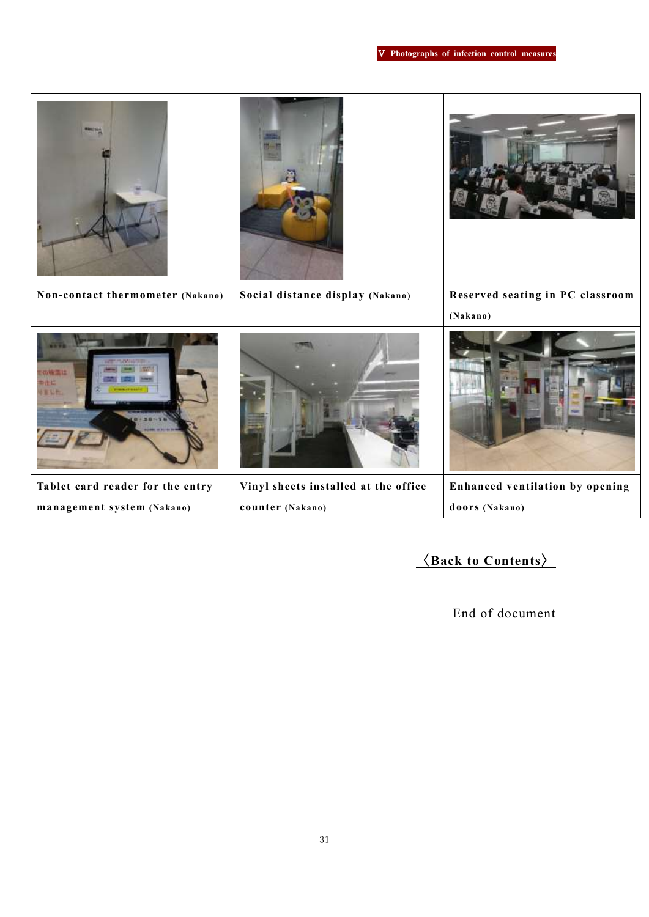Ⅴ Photographs of infection control measures

| | | |
|---|---|---|
| | | |
| **Non-contact thermometer (Nakano)** | **Social distance display (Nakano)** | **Reserved seating in PC classroom (Nakano)** |
| | | |
| **Tablet card reader for the entry management system (Nakano)** | **Vinyl sheets installed at the office counter (Nakano)** | **Enhanced ventilation by opening doors (Nakano)** |

〈Back to Contents〉

End of document